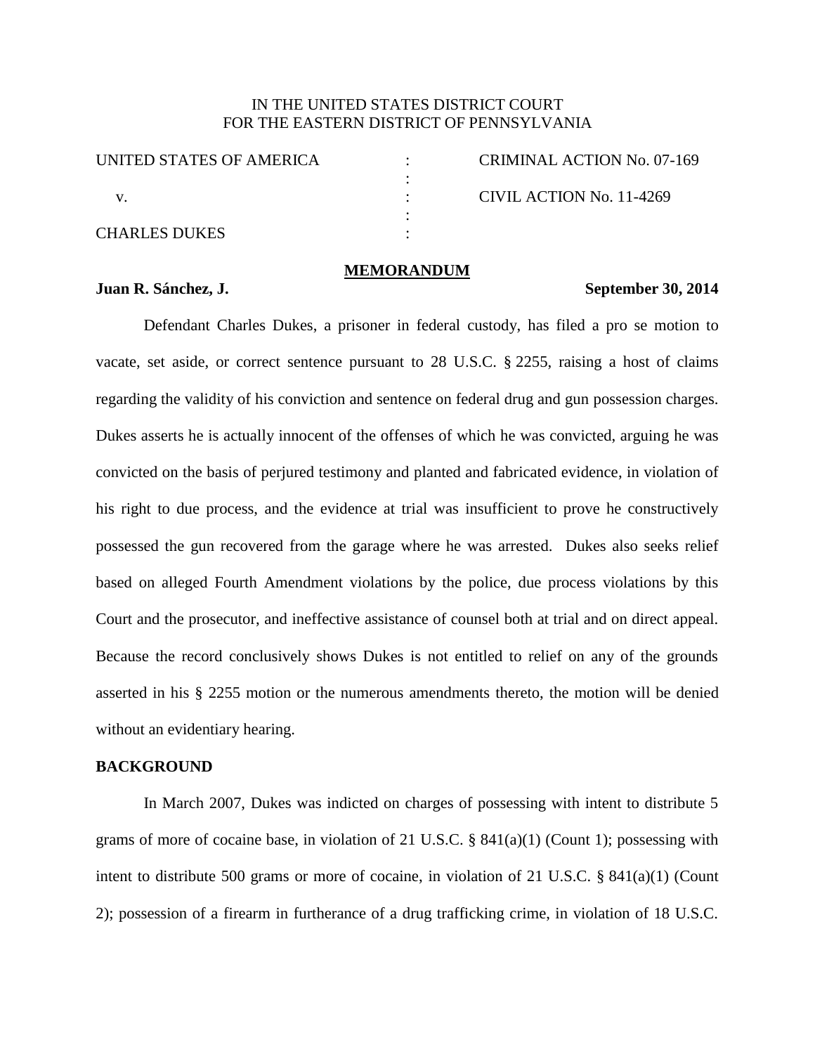IN THE UNITED STATES DISTRICT COURT
FOR THE EASTERN DISTRICT OF PENNSYLVANIA

| | | |
|---|---|---|
| UNITED STATES OF AMERICA | : | CRIMINAL ACTION No. 07-169 |
| | : | |
| v. | : | CIVIL ACTION No. 11-4269 |
| | : | |
| CHARLES DUKES | : | |

**MEMORANDUM**

**Juan R. Sánchez, J. September 30, 2014**

Defendant Charles Dukes, a prisoner in federal custody, has filed a pro se motion to vacate, set aside, or correct sentence pursuant to 28 U.S.C. § 2255, raising a host of claims regarding the validity of his conviction and sentence on federal drug and gun possession charges. Dukes asserts he is actually innocent of the offenses of which he was convicted, arguing he was convicted on the basis of perjured testimony and planted and fabricated evidence, in violation of his right to due process, and the evidence at trial was insufficient to prove he constructively possessed the gun recovered from the garage where he was arrested. Dukes also seeks relief based on alleged Fourth Amendment violations by the police, due process violations by this Court and the prosecutor, and ineffective assistance of counsel both at trial and on direct appeal. Because the record conclusively shows Dukes is not entitled to relief on any of the grounds asserted in his § 2255 motion or the numerous amendments thereto, the motion will be denied without an evidentiary hearing.

**BACKGROUND**

In March 2007, Dukes was indicted on charges of possessing with intent to distribute 5 grams of more of cocaine base, in violation of 21 U.S.C. § 841(a)(1) (Count 1); possessing with intent to distribute 500 grams or more of cocaine, in violation of 21 U.S.C. § 841(a)(1) (Count 2); possession of a firearm in furtherance of a drug trafficking crime, in violation of 18 U.S.C.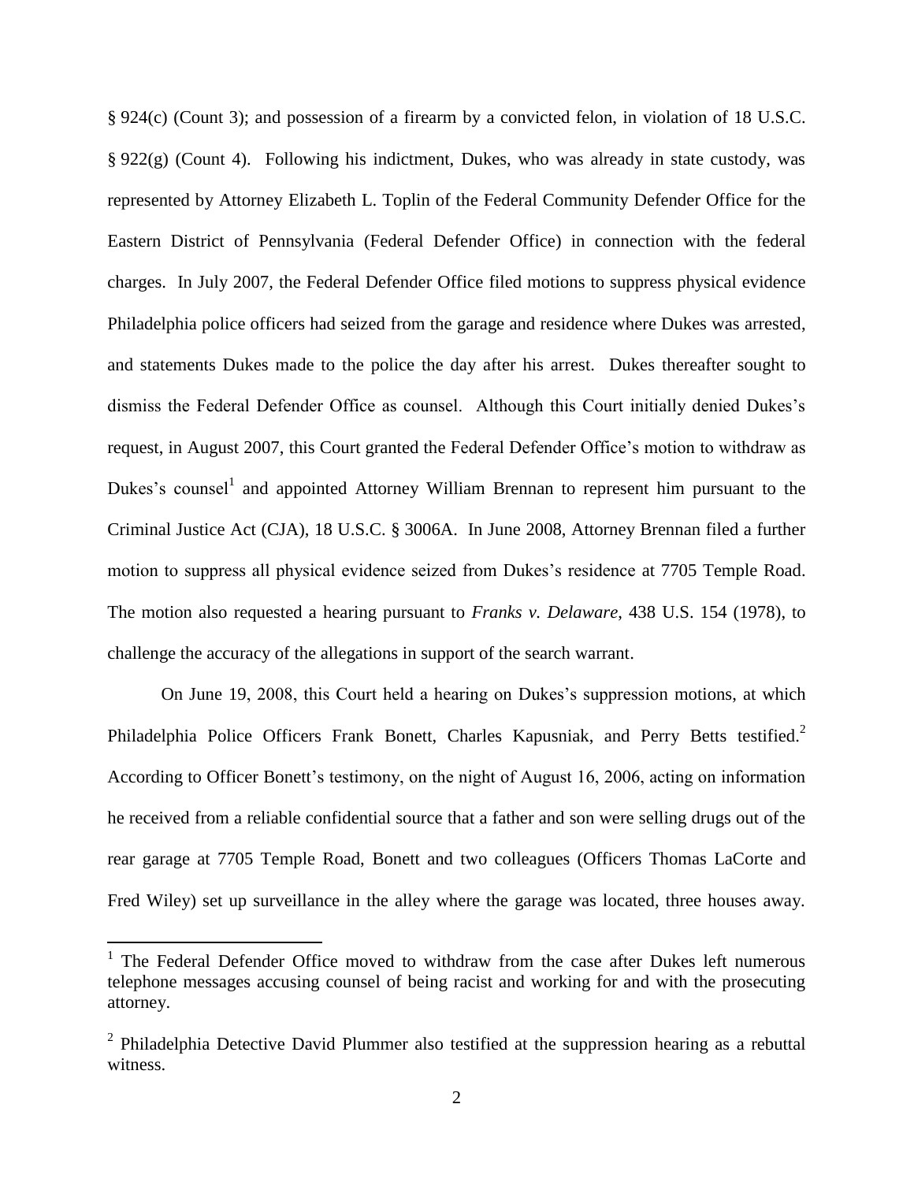§ 924(c) (Count 3); and possession of a firearm by a convicted felon, in violation of 18 U.S.C. § 922(g) (Count 4). Following his indictment, Dukes, who was already in state custody, was represented by Attorney Elizabeth L. Toplin of the Federal Community Defender Office for the Eastern District of Pennsylvania (Federal Defender Office) in connection with the federal charges. In July 2007, the Federal Defender Office filed motions to suppress physical evidence Philadelphia police officers had seized from the garage and residence where Dukes was arrested, and statements Dukes made to the police the day after his arrest. Dukes thereafter sought to dismiss the Federal Defender Office as counsel. Although this Court initially denied Dukes's request, in August 2007, this Court granted the Federal Defender Office's motion to withdraw as Dukes's counsel[1] and appointed Attorney William Brennan to represent him pursuant to the Criminal Justice Act (CJA), 18 U.S.C. § 3006A. In June 2008, Attorney Brennan filed a further motion to suppress all physical evidence seized from Dukes's residence at 7705 Temple Road. The motion also requested a hearing pursuant to *Franks v. Delaware*, 438 U.S. 154 (1978), to challenge the accuracy of the allegations in support of the search warrant.

On June 19, 2008, this Court held a hearing on Dukes's suppression motions, at which Philadelphia Police Officers Frank Bonett, Charles Kapusniak, and Perry Betts testified.[2] According to Officer Bonett's testimony, on the night of August 16, 2006, acting on information he received from a reliable confidential source that a father and son were selling drugs out of the rear garage at 7705 Temple Road, Bonett and two colleagues (Officers Thomas LaCorte and Fred Wiley) set up surveillance in the alley where the garage was located, three houses away.

---

[1] The Federal Defender Office moved to withdraw from the case after Dukes left numerous telephone messages accusing counsel of being racist and working for and with the prosecuting attorney.

[2] Philadelphia Detective David Plummer also testified at the suppression hearing as a rebuttal witness.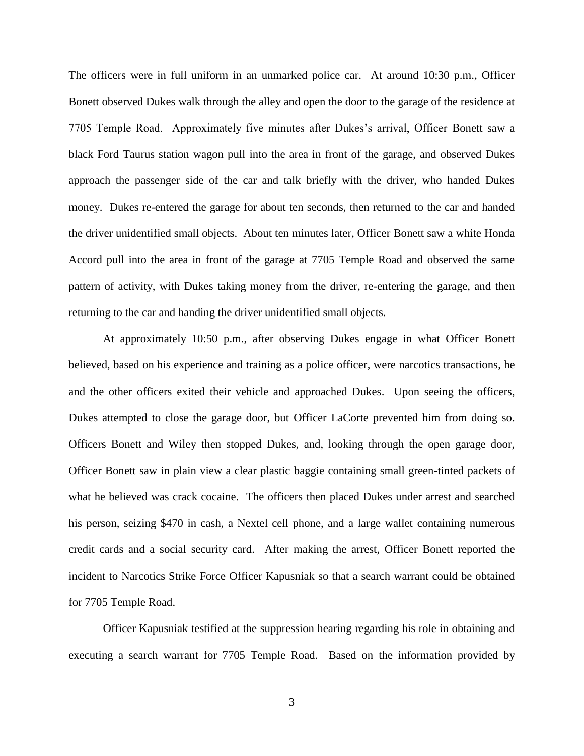The officers were in full uniform in an unmarked police car. At around 10:30 p.m., Officer Bonett observed Dukes walk through the alley and open the door to the garage of the residence at 7705 Temple Road. Approximately five minutes after Dukes's arrival, Officer Bonett saw a black Ford Taurus station wagon pull into the area in front of the garage, and observed Dukes approach the passenger side of the car and talk briefly with the driver, who handed Dukes money. Dukes re-entered the garage for about ten seconds, then returned to the car and handed the driver unidentified small objects. About ten minutes later, Officer Bonett saw a white Honda Accord pull into the area in front of the garage at 7705 Temple Road and observed the same pattern of activity, with Dukes taking money from the driver, re-entering the garage, and then returning to the car and handing the driver unidentified small objects.

At approximately 10:50 p.m., after observing Dukes engage in what Officer Bonett believed, based on his experience and training as a police officer, were narcotics transactions, he and the other officers exited their vehicle and approached Dukes. Upon seeing the officers, Dukes attempted to close the garage door, but Officer LaCorte prevented him from doing so. Officers Bonett and Wiley then stopped Dukes, and, looking through the open garage door, Officer Bonett saw in plain view a clear plastic baggie containing small green-tinted packets of what he believed was crack cocaine. The officers then placed Dukes under arrest and searched his person, seizing $470 in cash, a Nextel cell phone, and a large wallet containing numerous credit cards and a social security card. After making the arrest, Officer Bonett reported the incident to Narcotics Strike Force Officer Kapusniak so that a search warrant could be obtained for 7705 Temple Road.

Officer Kapusniak testified at the suppression hearing regarding his role in obtaining and executing a search warrant for 7705 Temple Road. Based on the information provided by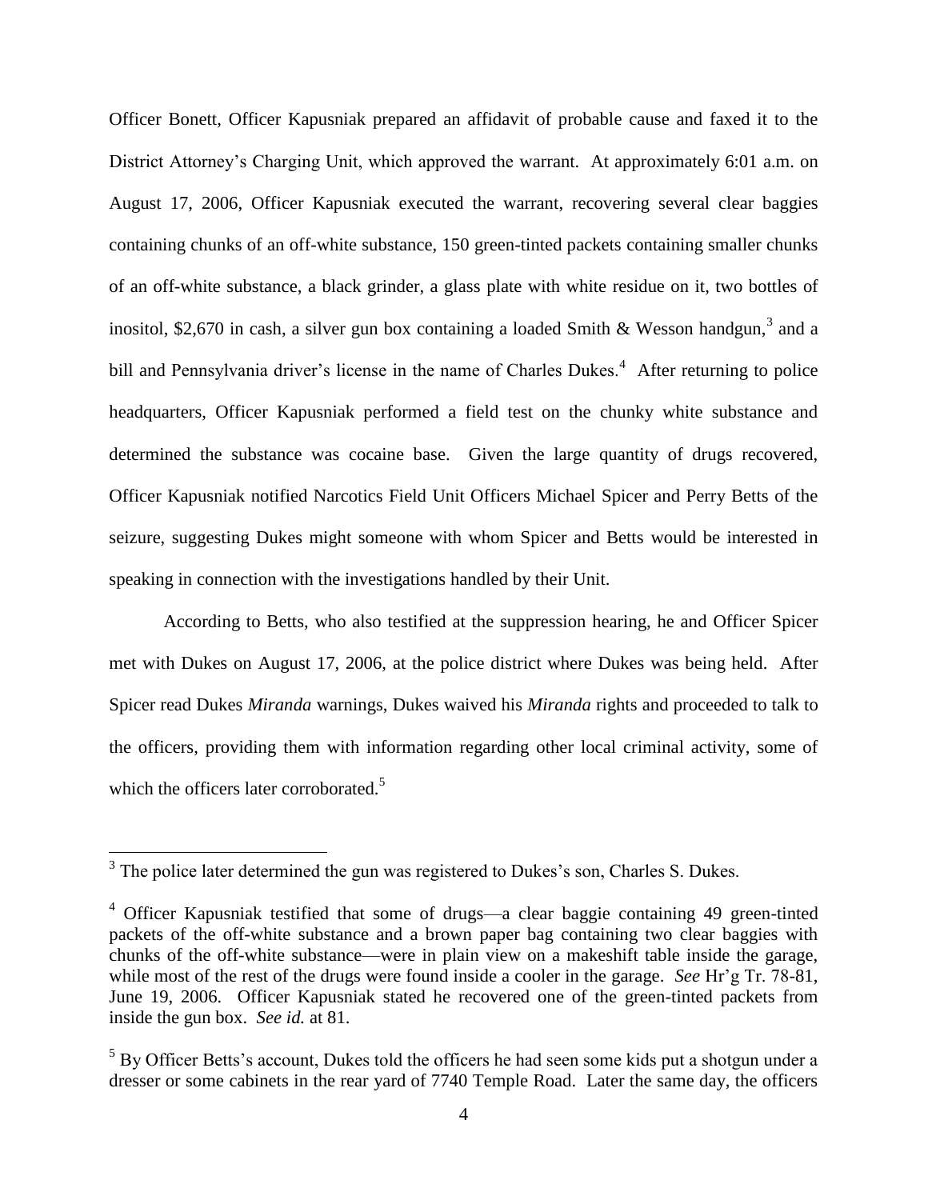Officer Bonett, Officer Kapusniak prepared an affidavit of probable cause and faxed it to the District Attorney's Charging Unit, which approved the warrant. At approximately 6:01 a.m. on August 17, 2006, Officer Kapusniak executed the warrant, recovering several clear baggies containing chunks of an off-white substance, 150 green-tinted packets containing smaller chunks of an off-white substance, a black grinder, a glass plate with white residue on it, two bottles of inositol, $2,670 in cash, a silver gun box containing a loaded Smith & Wesson handgun,[3] and a bill and Pennsylvania driver's license in the name of Charles Dukes.[4] After returning to police headquarters, Officer Kapusniak performed a field test on the chunky white substance and determined the substance was cocaine base. Given the large quantity of drugs recovered, Officer Kapusniak notified Narcotics Field Unit Officers Michael Spicer and Perry Betts of the seizure, suggesting Dukes might someone with whom Spicer and Betts would be interested in speaking in connection with the investigations handled by their Unit.

According to Betts, who also testified at the suppression hearing, he and Officer Spicer met with Dukes on August 17, 2006, at the police district where Dukes was being held. After Spicer read Dukes *Miranda* warnings, Dukes waived his *Miranda* rights and proceeded to talk to the officers, providing them with information regarding other local criminal activity, some of which the officers later corroborated.[5]

---

[3] The police later determined the gun was registered to Dukes's son, Charles S. Dukes.

[4] Officer Kapusniak testified that some of drugs—a clear baggie containing 49 green-tinted packets of the off-white substance and a brown paper bag containing two clear baggies with chunks of the off-white substance—were in plain view on a makeshift table inside the garage, while most of the rest of the drugs were found inside a cooler in the garage. *See* Hr'g Tr. 78-81, June 19, 2006. Officer Kapusniak stated he recovered one of the green-tinted packets from inside the gun box. *See id.* at 81.

[5] By Officer Betts's account, Dukes told the officers he had seen some kids put a shotgun under a dresser or some cabinets in the rear yard of 7740 Temple Road. Later the same day, the officers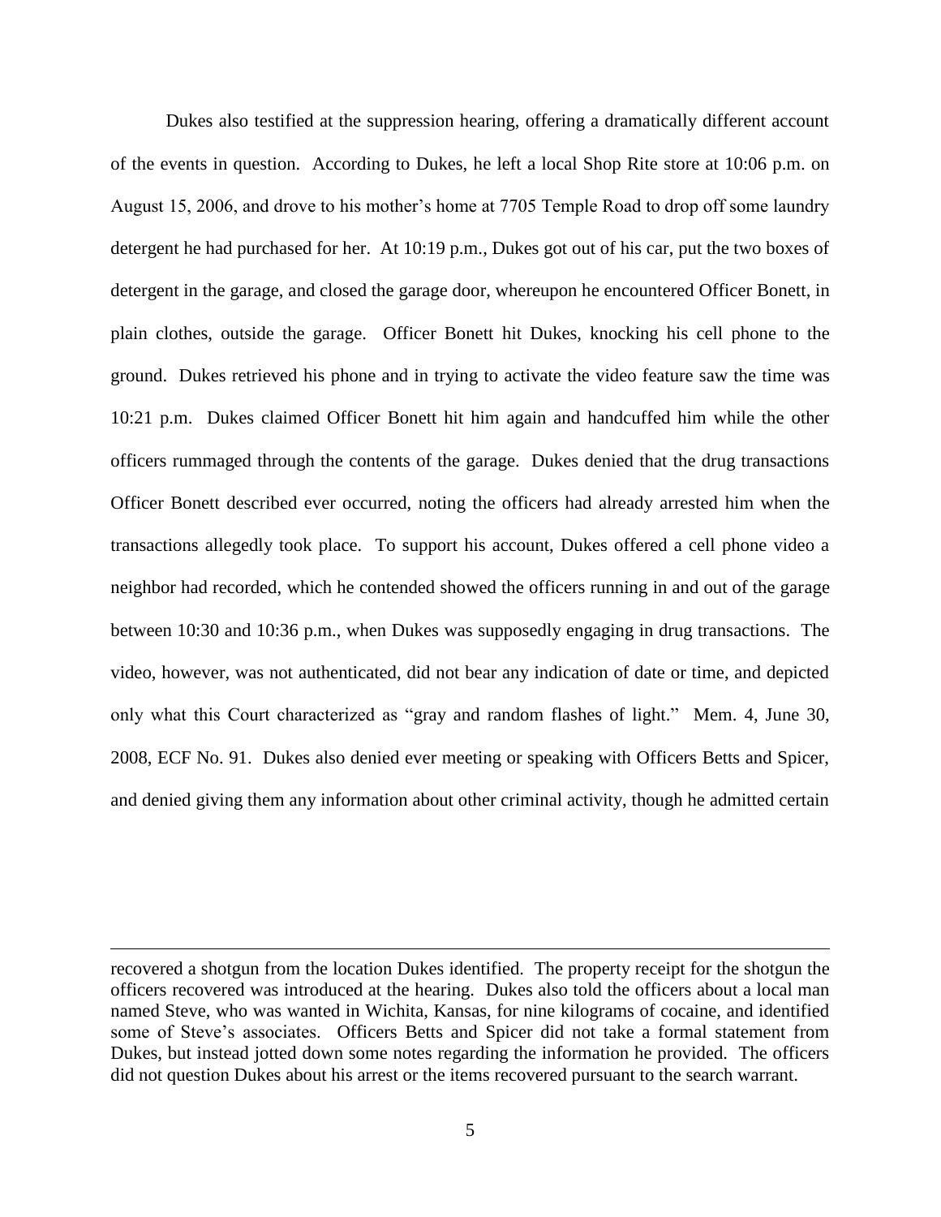Dukes also testified at the suppression hearing, offering a dramatically different account of the events in question. According to Dukes, he left a local Shop Rite store at 10:06 p.m. on August 15, 2006, and drove to his mother's home at 7705 Temple Road to drop off some laundry detergent he had purchased for her. At 10:19 p.m., Dukes got out of his car, put the two boxes of detergent in the garage, and closed the garage door, whereupon he encountered Officer Bonett, in plain clothes, outside the garage. Officer Bonett hit Dukes, knocking his cell phone to the ground. Dukes retrieved his phone and in trying to activate the video feature saw the time was 10:21 p.m. Dukes claimed Officer Bonett hit him again and handcuffed him while the other officers rummaged through the contents of the garage. Dukes denied that the drug transactions Officer Bonett described ever occurred, noting the officers had already arrested him when the transactions allegedly took place. To support his account, Dukes offered a cell phone video a neighbor had recorded, which he contended showed the officers running in and out of the garage between 10:30 and 10:36 p.m., when Dukes was supposedly engaging in drug transactions. The video, however, was not authenticated, did not bear any indication of date or time, and depicted only what this Court characterized as "gray and random flashes of light." Mem. 4, June 30, 2008, ECF No. 91. Dukes also denied ever meeting or speaking with Officers Betts and Spicer, and denied giving them any information about other criminal activity, though he admitted certain

---

recovered a shotgun from the location Dukes identified. The property receipt for the shotgun the officers recovered was introduced at the hearing. Dukes also told the officers about a local man named Steve, who was wanted in Wichita, Kansas, for nine kilograms of cocaine, and identified some of Steve's associates. Officers Betts and Spicer did not take a formal statement from Dukes, but instead jotted down some notes regarding the information he provided. The officers did not question Dukes about his arrest or the items recovered pursuant to the search warrant.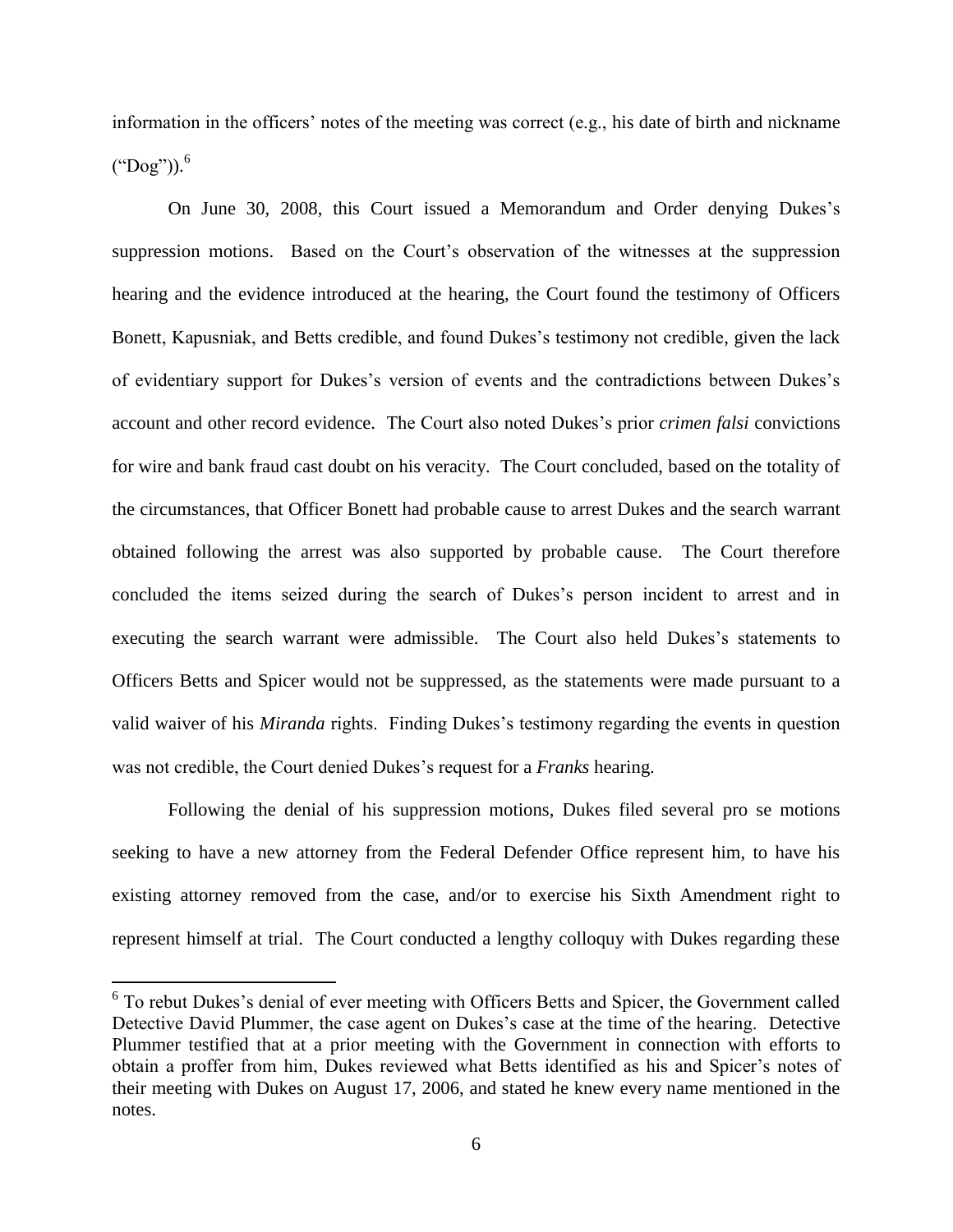information in the officers' notes of the meeting was correct (e.g., his date of birth and nickname ("Dog")).[6]

On June 30, 2008, this Court issued a Memorandum and Order denying Dukes's suppression motions. Based on the Court's observation of the witnesses at the suppression hearing and the evidence introduced at the hearing, the Court found the testimony of Officers Bonett, Kapusniak, and Betts credible, and found Dukes's testimony not credible, given the lack of evidentiary support for Dukes's version of events and the contradictions between Dukes's account and other record evidence. The Court also noted Dukes's prior *crimen falsi* convictions for wire and bank fraud cast doubt on his veracity. The Court concluded, based on the totality of the circumstances, that Officer Bonett had probable cause to arrest Dukes and the search warrant obtained following the arrest was also supported by probable cause. The Court therefore concluded the items seized during the search of Dukes's person incident to arrest and in executing the search warrant were admissible. The Court also held Dukes's statements to Officers Betts and Spicer would not be suppressed, as the statements were made pursuant to a valid waiver of his *Miranda* rights. Finding Dukes's testimony regarding the events in question was not credible, the Court denied Dukes's request for a *Franks* hearing.

Following the denial of his suppression motions, Dukes filed several pro se motions seeking to have a new attorney from the Federal Defender Office represent him, to have his existing attorney removed from the case, and/or to exercise his Sixth Amendment right to represent himself at trial. The Court conducted a lengthy colloquy with Dukes regarding these

[6] To rebut Dukes's denial of ever meeting with Officers Betts and Spicer, the Government called Detective David Plummer, the case agent on Dukes's case at the time of the hearing. Detective Plummer testified that at a prior meeting with the Government in connection with efforts to obtain a proffer from him, Dukes reviewed what Betts identified as his and Spicer's notes of their meeting with Dukes on August 17, 2006, and stated he knew every name mentioned in the notes.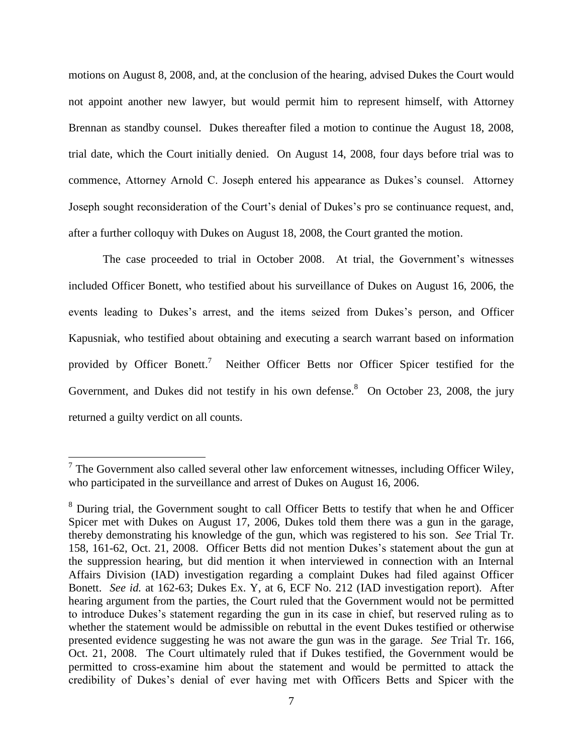motions on August 8, 2008, and, at the conclusion of the hearing, advised Dukes the Court would not appoint another new lawyer, but would permit him to represent himself, with Attorney Brennan as standby counsel. Dukes thereafter filed a motion to continue the August 18, 2008, trial date, which the Court initially denied. On August 14, 2008, four days before trial was to commence, Attorney Arnold C. Joseph entered his appearance as Dukes's counsel. Attorney Joseph sought reconsideration of the Court's denial of Dukes's pro se continuance request, and, after a further colloquy with Dukes on August 18, 2008, the Court granted the motion.

The case proceeded to trial in October 2008. At trial, the Government's witnesses included Officer Bonett, who testified about his surveillance of Dukes on August 16, 2006, the events leading to Dukes's arrest, and the items seized from Dukes's person, and Officer Kapusniak, who testified about obtaining and executing a search warrant based on information provided by Officer Bonett.[7] Neither Officer Betts nor Officer Spicer testified for the Government, and Dukes did not testify in his own defense.[8] On October 23, 2008, the jury returned a guilty verdict on all counts.

---

[7] The Government also called several other law enforcement witnesses, including Officer Wiley, who participated in the surveillance and arrest of Dukes on August 16, 2006.

[8] During trial, the Government sought to call Officer Betts to testify that when he and Officer Spicer met with Dukes on August 17, 2006, Dukes told them there was a gun in the garage, thereby demonstrating his knowledge of the gun, which was registered to his son. *See* Trial Tr. 158, 161-62, Oct. 21, 2008. Officer Betts did not mention Dukes's statement about the gun at the suppression hearing, but did mention it when interviewed in connection with an Internal Affairs Division (IAD) investigation regarding a complaint Dukes had filed against Officer Bonett. *See id.* at 162-63; Dukes Ex. Y, at 6, ECF No. 212 (IAD investigation report). After hearing argument from the parties, the Court ruled that the Government would not be permitted to introduce Dukes's statement regarding the gun in its case in chief, but reserved ruling as to whether the statement would be admissible on rebuttal in the event Dukes testified or otherwise presented evidence suggesting he was not aware the gun was in the garage. *See* Trial Tr. 166, Oct. 21, 2008. The Court ultimately ruled that if Dukes testified, the Government would be permitted to cross-examine him about the statement and would be permitted to attack the credibility of Dukes's denial of ever having met with Officers Betts and Spicer with the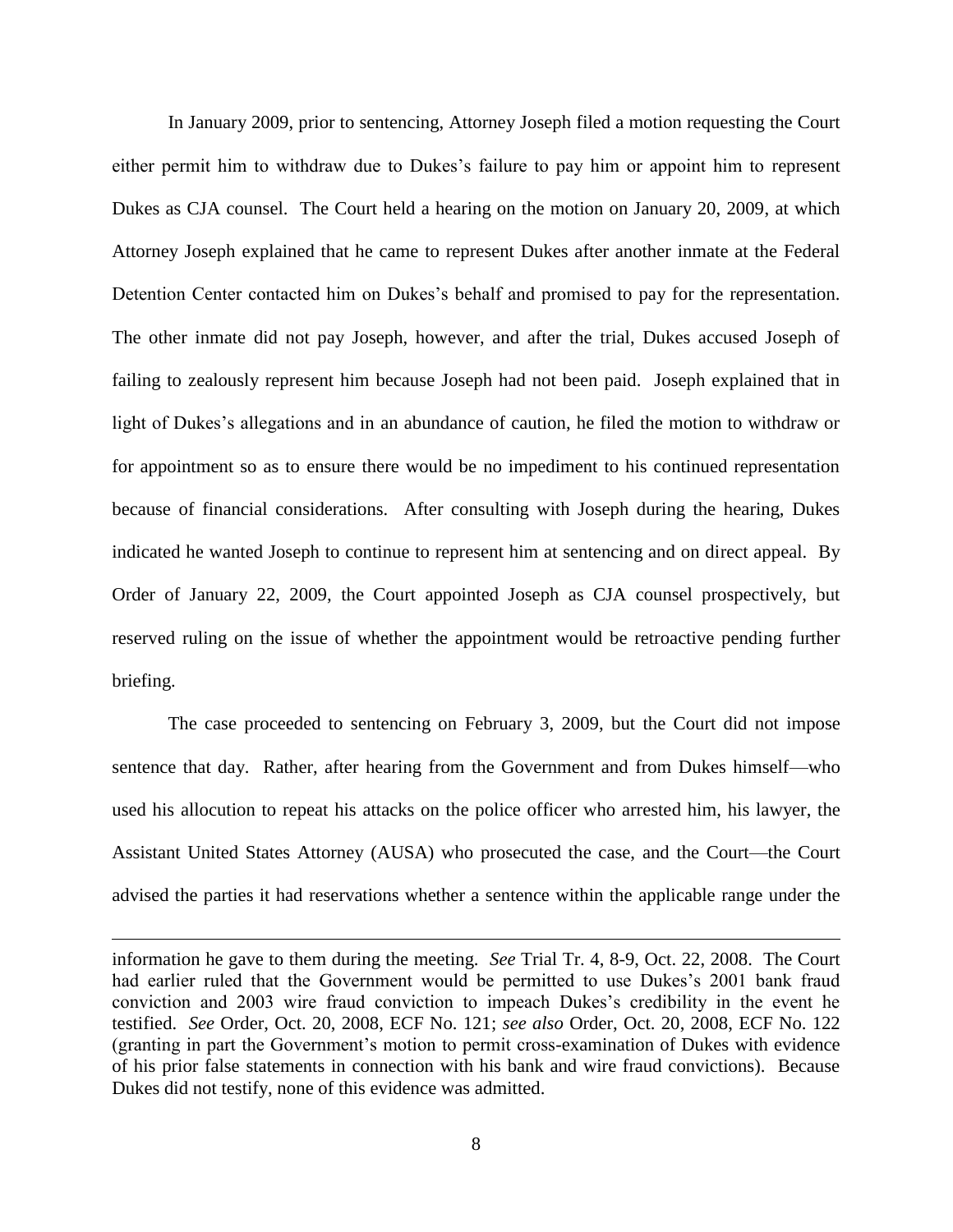In January 2009, prior to sentencing, Attorney Joseph filed a motion requesting the Court either permit him to withdraw due to Dukes's failure to pay him or appoint him to represent Dukes as CJA counsel. The Court held a hearing on the motion on January 20, 2009, at which Attorney Joseph explained that he came to represent Dukes after another inmate at the Federal Detention Center contacted him on Dukes's behalf and promised to pay for the representation. The other inmate did not pay Joseph, however, and after the trial, Dukes accused Joseph of failing to zealously represent him because Joseph had not been paid. Joseph explained that in light of Dukes's allegations and in an abundance of caution, he filed the motion to withdraw or for appointment so as to ensure there would be no impediment to his continued representation because of financial considerations. After consulting with Joseph during the hearing, Dukes indicated he wanted Joseph to continue to represent him at sentencing and on direct appeal. By Order of January 22, 2009, the Court appointed Joseph as CJA counsel prospectively, but reserved ruling on the issue of whether the appointment would be retroactive pending further briefing.

The case proceeded to sentencing on February 3, 2009, but the Court did not impose sentence that day. Rather, after hearing from the Government and from Dukes himself—who used his allocution to repeat his attacks on the police officer who arrested him, his lawyer, the Assistant United States Attorney (AUSA) who prosecuted the case, and the Court—the Court advised the parties it had reservations whether a sentence within the applicable range under the

---

information he gave to them during the meeting. *See* Trial Tr. 4, 8-9, Oct. 22, 2008. The Court had earlier ruled that the Government would be permitted to use Dukes's 2001 bank fraud conviction and 2003 wire fraud conviction to impeach Dukes's credibility in the event he testified. *See* Order, Oct. 20, 2008, ECF No. 121; *see also* Order, Oct. 20, 2008, ECF No. 122 (granting in part the Government's motion to permit cross-examination of Dukes with evidence of his prior false statements in connection with his bank and wire fraud convictions). Because Dukes did not testify, none of this evidence was admitted.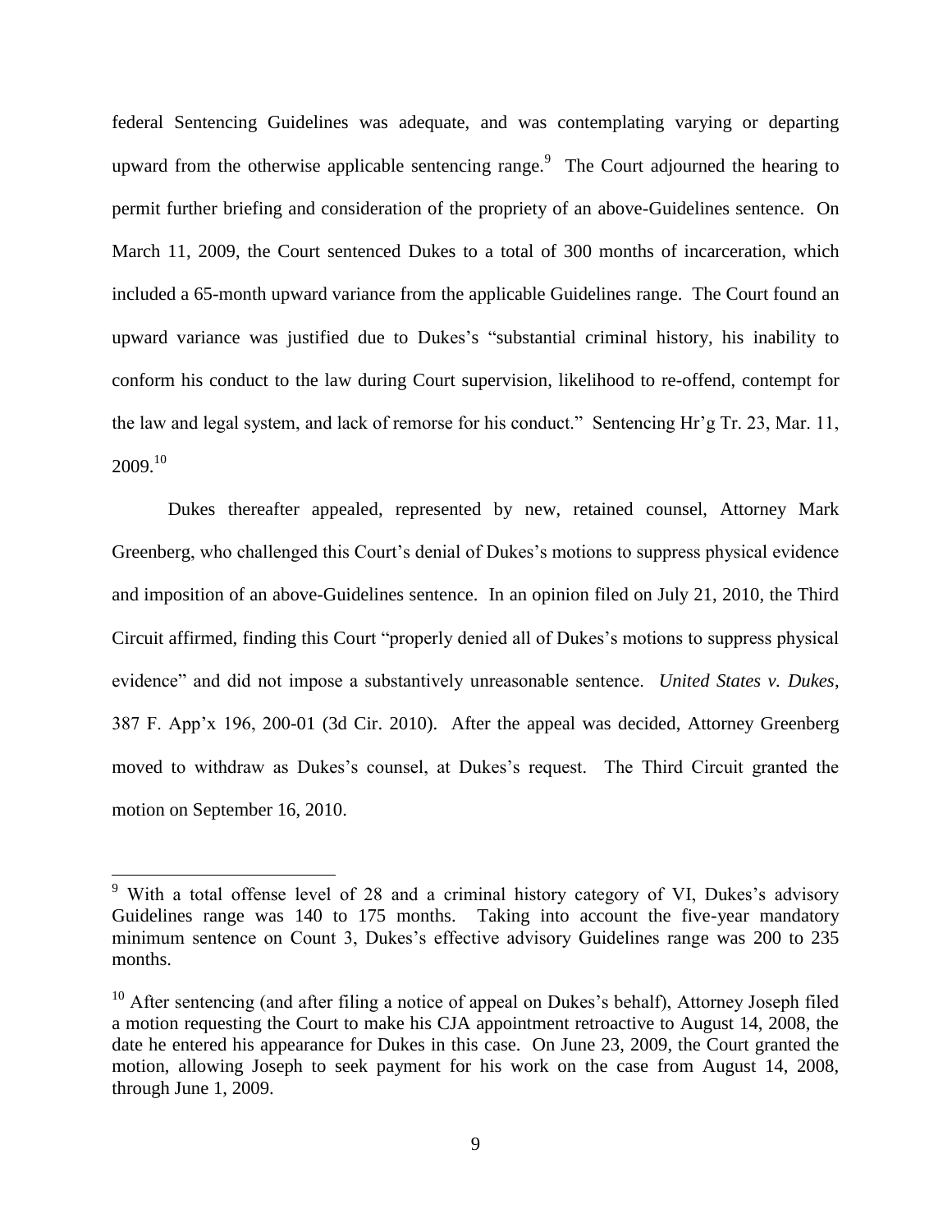federal Sentencing Guidelines was adequate, and was contemplating varying or departing upward from the otherwise applicable sentencing range.[9] The Court adjourned the hearing to permit further briefing and consideration of the propriety of an above-Guidelines sentence. On March 11, 2009, the Court sentenced Dukes to a total of 300 months of incarceration, which included a 65-month upward variance from the applicable Guidelines range. The Court found an upward variance was justified due to Dukes's "substantial criminal history, his inability to conform his conduct to the law during Court supervision, likelihood to re-offend, contempt for the law and legal system, and lack of remorse for his conduct." Sentencing Hr'g Tr. 23, Mar. 11, 2009.[10]

Dukes thereafter appealed, represented by new, retained counsel, Attorney Mark Greenberg, who challenged this Court's denial of Dukes's motions to suppress physical evidence and imposition of an above-Guidelines sentence. In an opinion filed on July 21, 2010, the Third Circuit affirmed, finding this Court "properly denied all of Dukes's motions to suppress physical evidence" and did not impose a substantively unreasonable sentence. *United States v. Dukes*, 387 F. App'x 196, 200-01 (3d Cir. 2010). After the appeal was decided, Attorney Greenberg moved to withdraw as Dukes's counsel, at Dukes's request. The Third Circuit granted the motion on September 16, 2010.

---

[9] With a total offense level of 28 and a criminal history category of VI, Dukes's advisory Guidelines range was 140 to 175 months. Taking into account the five-year mandatory minimum sentence on Count 3, Dukes's effective advisory Guidelines range was 200 to 235 months.

[10] After sentencing (and after filing a notice of appeal on Dukes's behalf), Attorney Joseph filed a motion requesting the Court to make his CJA appointment retroactive to August 14, 2008, the date he entered his appearance for Dukes in this case. On June 23, 2009, the Court granted the motion, allowing Joseph to seek payment for his work on the case from August 14, 2008, through June 1, 2009.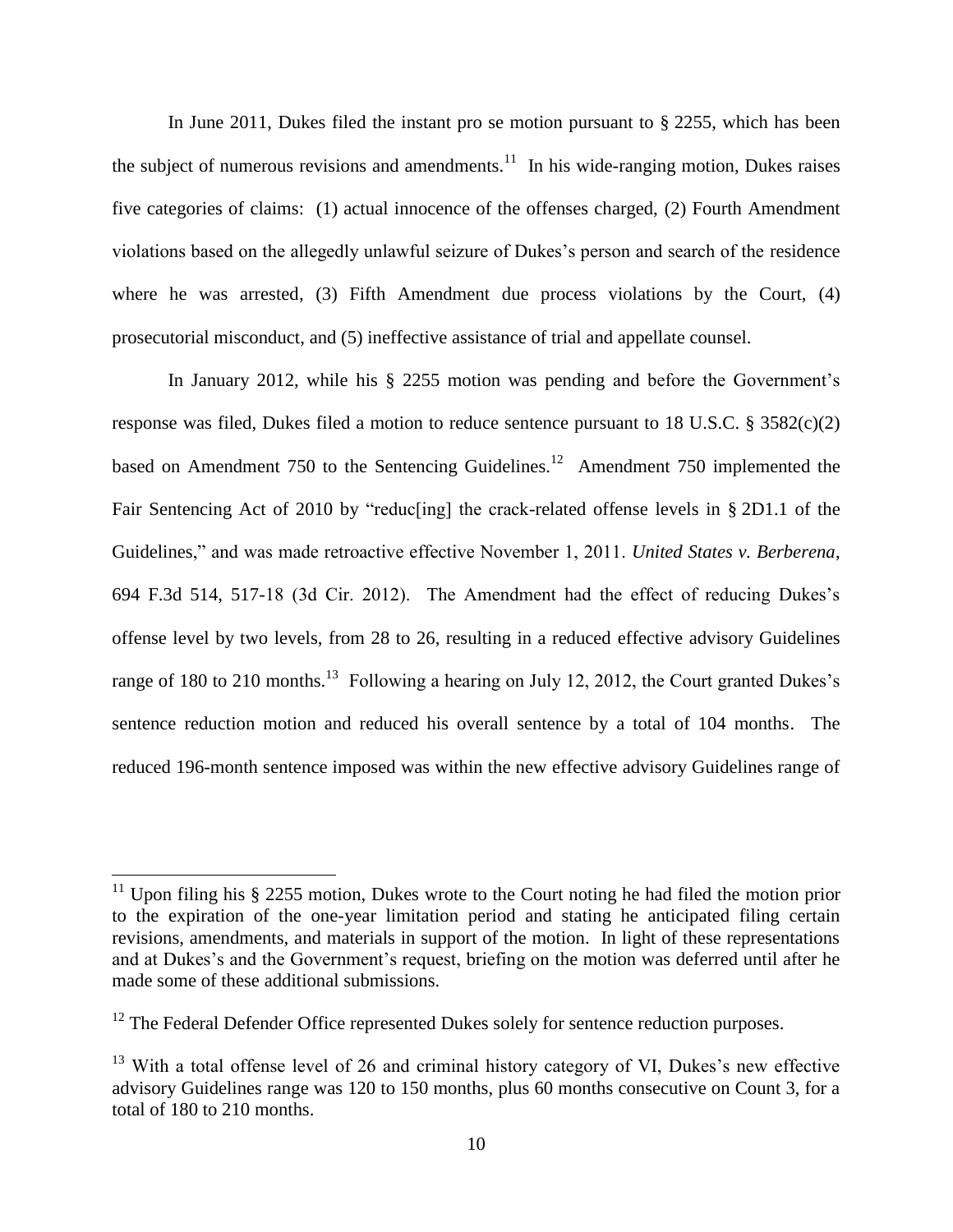In June 2011, Dukes filed the instant pro se motion pursuant to § 2255, which has been the subject of numerous revisions and amendments.[11] In his wide-ranging motion, Dukes raises five categories of claims: (1) actual innocence of the offenses charged, (2) Fourth Amendment violations based on the allegedly unlawful seizure of Dukes's person and search of the residence where he was arrested, (3) Fifth Amendment due process violations by the Court, (4) prosecutorial misconduct, and (5) ineffective assistance of trial and appellate counsel.

In January 2012, while his § 2255 motion was pending and before the Government's response was filed, Dukes filed a motion to reduce sentence pursuant to 18 U.S.C. § 3582(c)(2) based on Amendment 750 to the Sentencing Guidelines.[12] Amendment 750 implemented the Fair Sentencing Act of 2010 by "reduc[ing] the crack-related offense levels in § 2D1.1 of the Guidelines," and was made retroactive effective November 1, 2011. *United States v. Berberena*, 694 F.3d 514, 517-18 (3d Cir. 2012). The Amendment had the effect of reducing Dukes's offense level by two levels, from 28 to 26, resulting in a reduced effective advisory Guidelines range of 180 to 210 months.[13] Following a hearing on July 12, 2012, the Court granted Dukes's sentence reduction motion and reduced his overall sentence by a total of 104 months. The reduced 196-month sentence imposed was within the new effective advisory Guidelines range of

---

[11] Upon filing his § 2255 motion, Dukes wrote to the Court noting he had filed the motion prior to the expiration of the one-year limitation period and stating he anticipated filing certain revisions, amendments, and materials in support of the motion. In light of these representations and at Dukes's and the Government's request, briefing on the motion was deferred until after he made some of these additional submissions.

[12] The Federal Defender Office represented Dukes solely for sentence reduction purposes.

[13] With a total offense level of 26 and criminal history category of VI, Dukes's new effective advisory Guidelines range was 120 to 150 months, plus 60 months consecutive on Count 3, for a total of 180 to 210 months.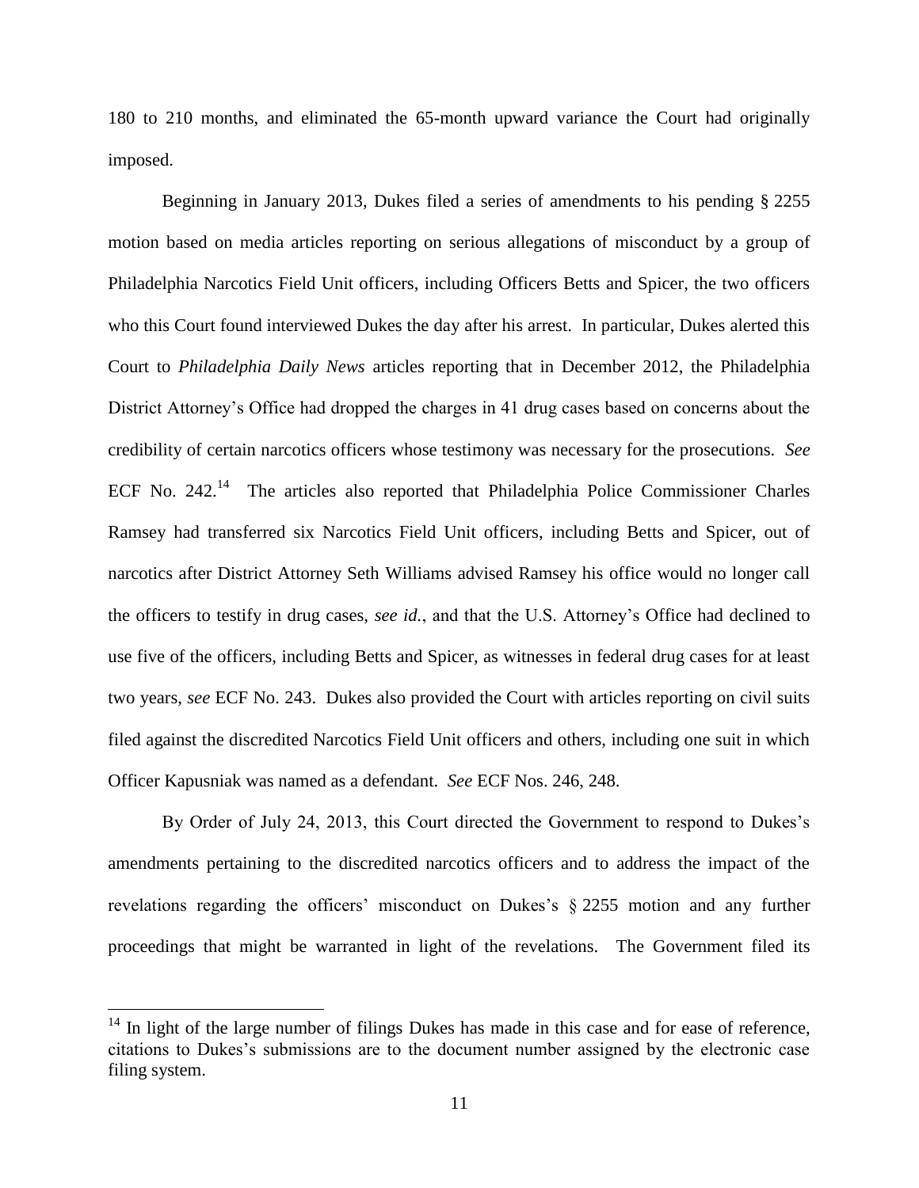180 to 210 months, and eliminated the 65-month upward variance the Court had originally imposed.

Beginning in January 2013, Dukes filed a series of amendments to his pending § 2255 motion based on media articles reporting on serious allegations of misconduct by a group of Philadelphia Narcotics Field Unit officers, including Officers Betts and Spicer, the two officers who this Court found interviewed Dukes the day after his arrest. In particular, Dukes alerted this Court to *Philadelphia Daily News* articles reporting that in December 2012, the Philadelphia District Attorney's Office had dropped the charges in 41 drug cases based on concerns about the credibility of certain narcotics officers whose testimony was necessary for the prosecutions. *See* ECF No. 242.[14] The articles also reported that Philadelphia Police Commissioner Charles Ramsey had transferred six Narcotics Field Unit officers, including Betts and Spicer, out of narcotics after District Attorney Seth Williams advised Ramsey his office would no longer call the officers to testify in drug cases, *see id.*, and that the U.S. Attorney's Office had declined to use five of the officers, including Betts and Spicer, as witnesses in federal drug cases for at least two years, *see* ECF No. 243. Dukes also provided the Court with articles reporting on civil suits filed against the discredited Narcotics Field Unit officers and others, including one suit in which Officer Kapusniak was named as a defendant. *See* ECF Nos. 246, 248.

By Order of July 24, 2013, this Court directed the Government to respond to Dukes's amendments pertaining to the discredited narcotics officers and to address the impact of the revelations regarding the officers' misconduct on Dukes's § 2255 motion and any further proceedings that might be warranted in light of the revelations. The Government filed its

[14] In light of the large number of filings Dukes has made in this case and for ease of reference, citations to Dukes's submissions are to the document number assigned by the electronic case filing system.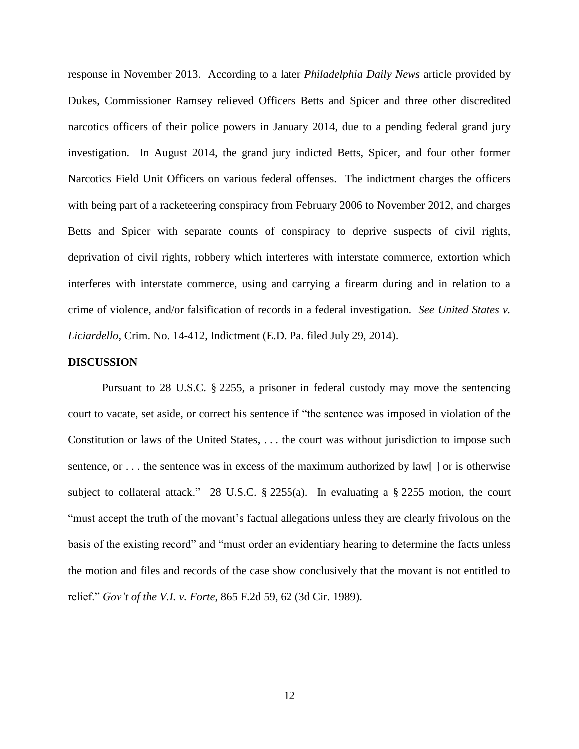response in November 2013. According to a later *Philadelphia Daily News* article provided by Dukes, Commissioner Ramsey relieved Officers Betts and Spicer and three other discredited narcotics officers of their police powers in January 2014, due to a pending federal grand jury investigation. In August 2014, the grand jury indicted Betts, Spicer, and four other former Narcotics Field Unit Officers on various federal offenses. The indictment charges the officers with being part of a racketeering conspiracy from February 2006 to November 2012, and charges Betts and Spicer with separate counts of conspiracy to deprive suspects of civil rights, deprivation of civil rights, robbery which interferes with interstate commerce, extortion which interferes with interstate commerce, using and carrying a firearm during and in relation to a crime of violence, and/or falsification of records in a federal investigation. *See United States v. Liciardello*, Crim. No. 14-412, Indictment (E.D. Pa. filed July 29, 2014).

**DISCUSSION**

Pursuant to 28 U.S.C. § 2255, a prisoner in federal custody may move the sentencing court to vacate, set aside, or correct his sentence if "the sentence was imposed in violation of the Constitution or laws of the United States, . . . the court was without jurisdiction to impose such sentence, or . . . the sentence was in excess of the maximum authorized by law[ ] or is otherwise subject to collateral attack." 28 U.S.C. § 2255(a). In evaluating a § 2255 motion, the court "must accept the truth of the movant's factual allegations unless they are clearly frivolous on the basis of the existing record" and "must order an evidentiary hearing to determine the facts unless the motion and files and records of the case show conclusively that the movant is not entitled to relief." *Gov't of the V.I. v. Forte*, 865 F.2d 59, 62 (3d Cir. 1989).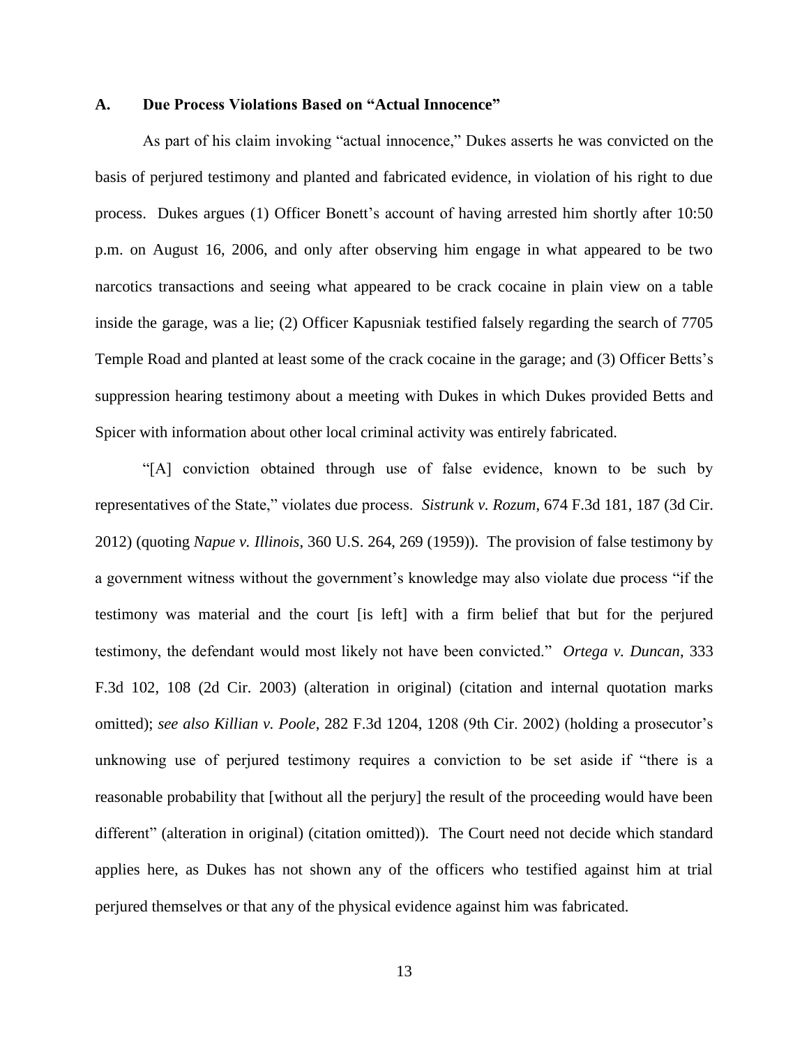### A. Due Process Violations Based on "Actual Innocence"

As part of his claim invoking "actual innocence," Dukes asserts he was convicted on the basis of perjured testimony and planted and fabricated evidence, in violation of his right to due process. Dukes argues (1) Officer Bonett's account of having arrested him shortly after 10:50 p.m. on August 16, 2006, and only after observing him engage in what appeared to be two narcotics transactions and seeing what appeared to be crack cocaine in plain view on a table inside the garage, was a lie; (2) Officer Kapusniak testified falsely regarding the search of 7705 Temple Road and planted at least some of the crack cocaine in the garage; and (3) Officer Betts's suppression hearing testimony about a meeting with Dukes in which Dukes provided Betts and Spicer with information about other local criminal activity was entirely fabricated.

"[A] conviction obtained through use of false evidence, known to be such by representatives of the State," violates due process. *Sistrunk v. Rozum*, 674 F.3d 181, 187 (3d Cir. 2012) (quoting *Napue v. Illinois*, 360 U.S. 264, 269 (1959)). The provision of false testimony by a government witness without the government's knowledge may also violate due process "if the testimony was material and the court [is left] with a firm belief that but for the perjured testimony, the defendant would most likely not have been convicted." *Ortega v. Duncan*, 333 F.3d 102, 108 (2d Cir. 2003) (alteration in original) (citation and internal quotation marks omitted); *see also Killian v. Poole*, 282 F.3d 1204, 1208 (9th Cir. 2002) (holding a prosecutor's unknowing use of perjured testimony requires a conviction to be set aside if "there is a reasonable probability that [without all the perjury] the result of the proceeding would have been different" (alteration in original) (citation omitted)). The Court need not decide which standard applies here, as Dukes has not shown any of the officers who testified against him at trial perjured themselves or that any of the physical evidence against him was fabricated.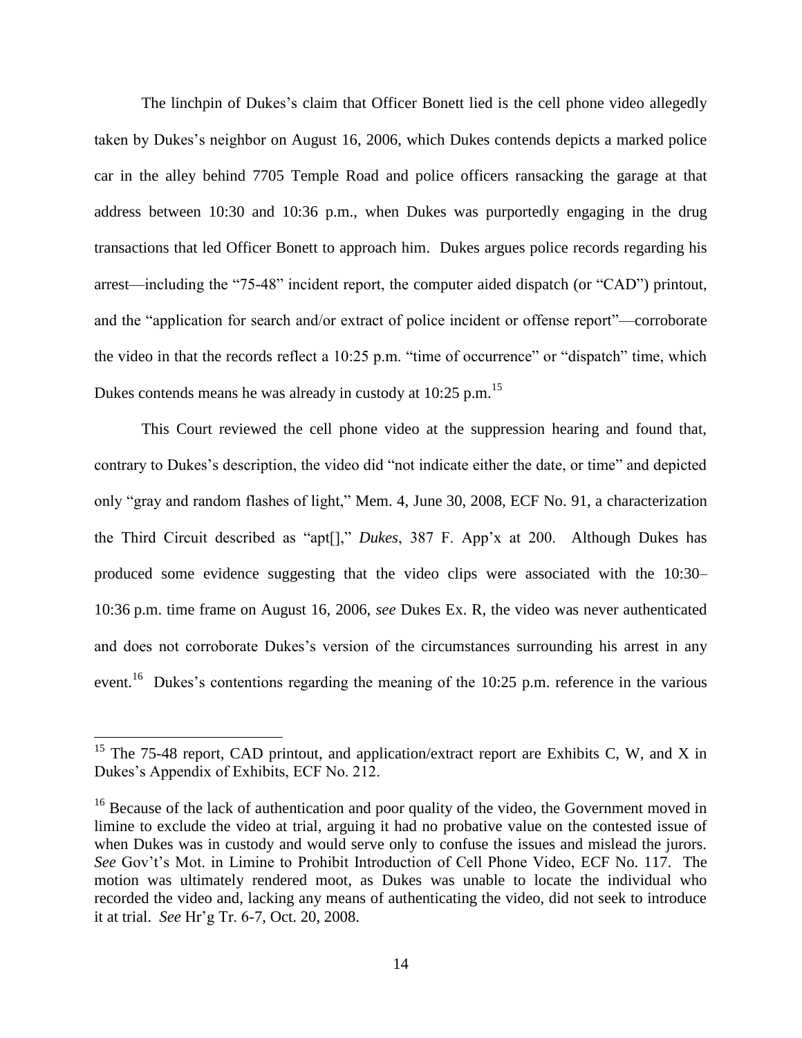The linchpin of Dukes's claim that Officer Bonett lied is the cell phone video allegedly taken by Dukes's neighbor on August 16, 2006, which Dukes contends depicts a marked police car in the alley behind 7705 Temple Road and police officers ransacking the garage at that address between 10:30 and 10:36 p.m., when Dukes was purportedly engaging in the drug transactions that led Officer Bonett to approach him. Dukes argues police records regarding his arrest—including the "75-48" incident report, the computer aided dispatch (or "CAD") printout, and the "application for search and/or extract of police incident or offense report"—corroborate the video in that the records reflect a 10:25 p.m. "time of occurrence" or "dispatch" time, which Dukes contends means he was already in custody at 10:25 p.m.[15]

This Court reviewed the cell phone video at the suppression hearing and found that, contrary to Dukes's description, the video did "not indicate either the date, or time" and depicted only "gray and random flashes of light," Mem. 4, June 30, 2008, ECF No. 91, a characterization the Third Circuit described as "apt[]," *Dukes*, 387 F. App'x at 200. Although Dukes has produced some evidence suggesting that the video clips were associated with the 10:30–10:36 p.m. time frame on August 16, 2006, *see* Dukes Ex. R, the video was never authenticated and does not corroborate Dukes's version of the circumstances surrounding his arrest in any event.[16] Dukes's contentions regarding the meaning of the 10:25 p.m. reference in the various

---

[15] The 75-48 report, CAD printout, and application/extract report are Exhibits C, W, and X in Dukes's Appendix of Exhibits, ECF No. 212.

[16] Because of the lack of authentication and poor quality of the video, the Government moved in limine to exclude the video at trial, arguing it had no probative value on the contested issue of when Dukes was in custody and would serve only to confuse the issues and mislead the jurors. *See* Gov't's Mot. in Limine to Prohibit Introduction of Cell Phone Video, ECF No. 117. The motion was ultimately rendered moot, as Dukes was unable to locate the individual who recorded the video and, lacking any means of authenticating the video, did not seek to introduce it at trial. *See* Hr'g Tr. 6-7, Oct. 20, 2008.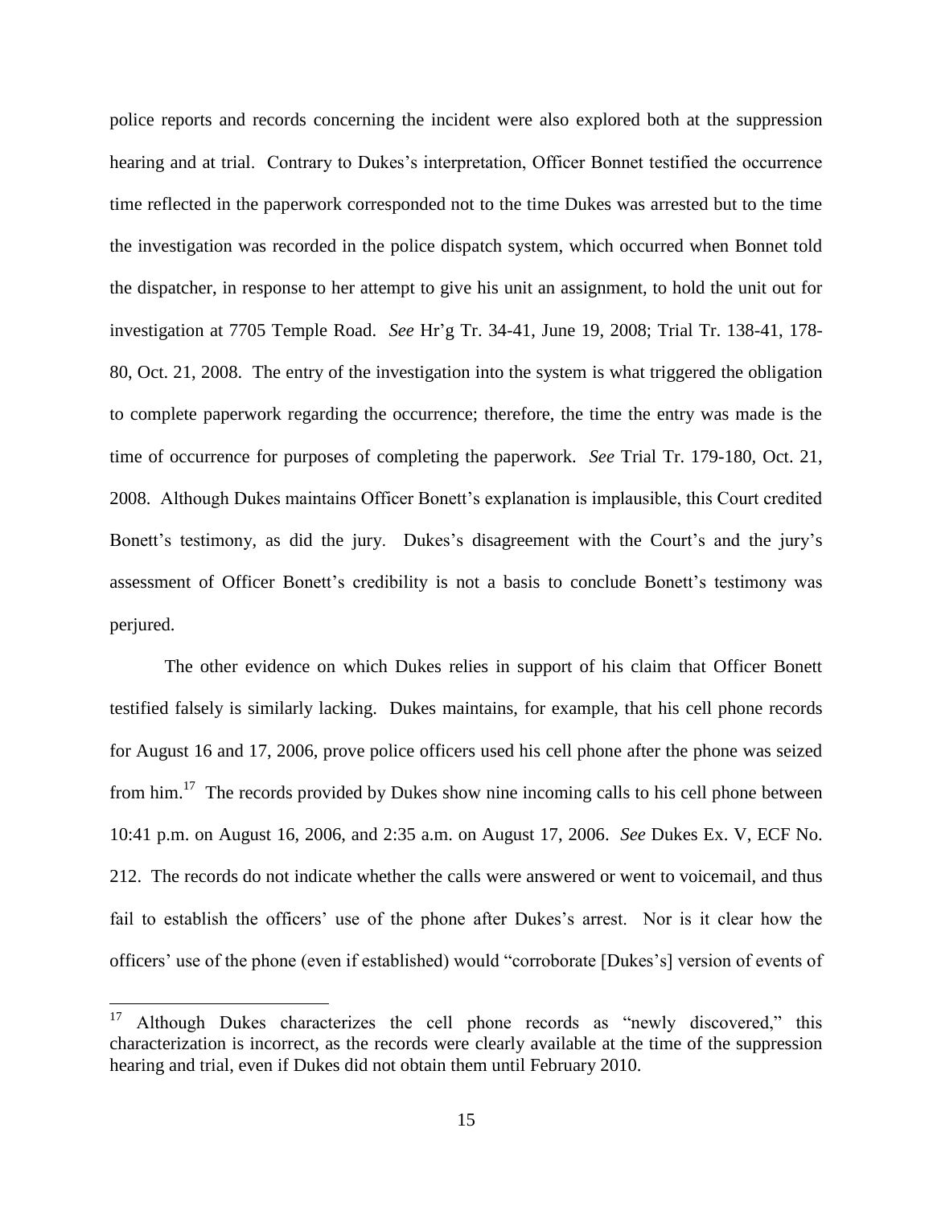police reports and records concerning the incident were also explored both at the suppression hearing and at trial. Contrary to Dukes's interpretation, Officer Bonnet testified the occurrence time reflected in the paperwork corresponded not to the time Dukes was arrested but to the time the investigation was recorded in the police dispatch system, which occurred when Bonnet told the dispatcher, in response to her attempt to give his unit an assignment, to hold the unit out for investigation at 7705 Temple Road. *See* Hr'g Tr. 34-41, June 19, 2008; Trial Tr. 138-41, 178-80, Oct. 21, 2008. The entry of the investigation into the system is what triggered the obligation to complete paperwork regarding the occurrence; therefore, the time the entry was made is the time of occurrence for purposes of completing the paperwork. *See* Trial Tr. 179-180, Oct. 21, 2008. Although Dukes maintains Officer Bonett's explanation is implausible, this Court credited Bonett's testimony, as did the jury. Dukes's disagreement with the Court's and the jury's assessment of Officer Bonett's credibility is not a basis to conclude Bonett's testimony was perjured.

The other evidence on which Dukes relies in support of his claim that Officer Bonett testified falsely is similarly lacking. Dukes maintains, for example, that his cell phone records for August 16 and 17, 2006, prove police officers used his cell phone after the phone was seized from him.[17] The records provided by Dukes show nine incoming calls to his cell phone between 10:41 p.m. on August 16, 2006, and 2:35 a.m. on August 17, 2006. *See* Dukes Ex. V, ECF No. 212. The records do not indicate whether the calls were answered or went to voicemail, and thus fail to establish the officers' use of the phone after Dukes's arrest. Nor is it clear how the officers' use of the phone (even if established) would "corroborate [Dukes's] version of events of

---

[17] Although Dukes characterizes the cell phone records as "newly discovered," this characterization is incorrect, as the records were clearly available at the time of the suppression hearing and trial, even if Dukes did not obtain them until February 2010.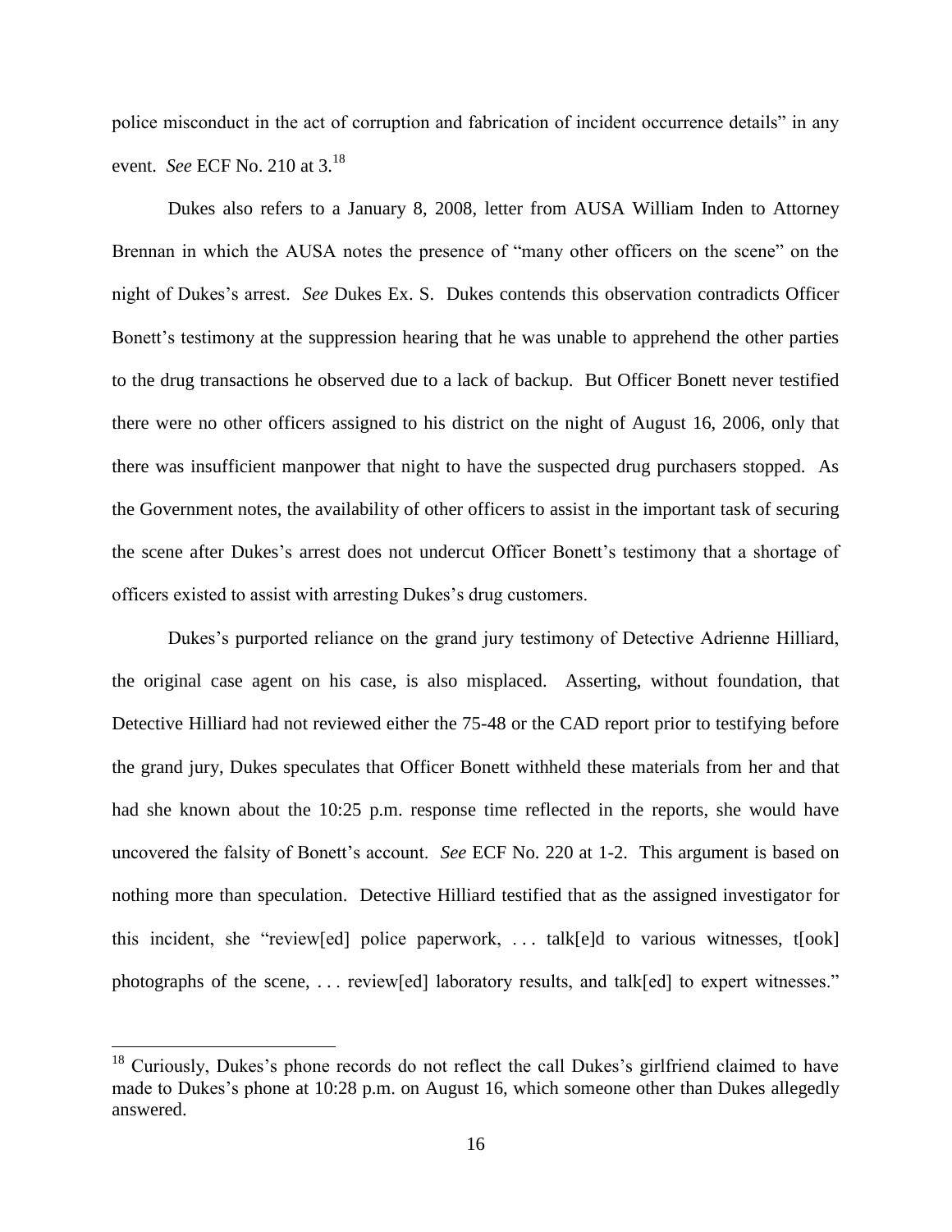police misconduct in the act of corruption and fabrication of incident occurrence details" in any event. *See* ECF No. 210 at 3.[18]

Dukes also refers to a January 8, 2008, letter from AUSA William Inden to Attorney Brennan in which the AUSA notes the presence of "many other officers on the scene" on the night of Dukes's arrest. *See* Dukes Ex. S. Dukes contends this observation contradicts Officer Bonett's testimony at the suppression hearing that he was unable to apprehend the other parties to the drug transactions he observed due to a lack of backup. But Officer Bonett never testified there were no other officers assigned to his district on the night of August 16, 2006, only that there was insufficient manpower that night to have the suspected drug purchasers stopped. As the Government notes, the availability of other officers to assist in the important task of securing the scene after Dukes's arrest does not undercut Officer Bonett's testimony that a shortage of officers existed to assist with arresting Dukes's drug customers.

Dukes's purported reliance on the grand jury testimony of Detective Adrienne Hilliard, the original case agent on his case, is also misplaced. Asserting, without foundation, that Detective Hilliard had not reviewed either the 75-48 or the CAD report prior to testifying before the grand jury, Dukes speculates that Officer Bonett withheld these materials from her and that had she known about the 10:25 p.m. response time reflected in the reports, she would have uncovered the falsity of Bonett's account. *See* ECF No. 220 at 1-2. This argument is based on nothing more than speculation. Detective Hilliard testified that as the assigned investigator for this incident, she "review[ed] police paperwork, . . . talk[e]d to various witnesses, t[ook] photographs of the scene, . . . review[ed] laboratory results, and talk[ed] to expert witnesses."

---

[18] Curiously, Dukes's phone records do not reflect the call Dukes's girlfriend claimed to have made to Dukes's phone at 10:28 p.m. on August 16, which someone other than Dukes allegedly answered.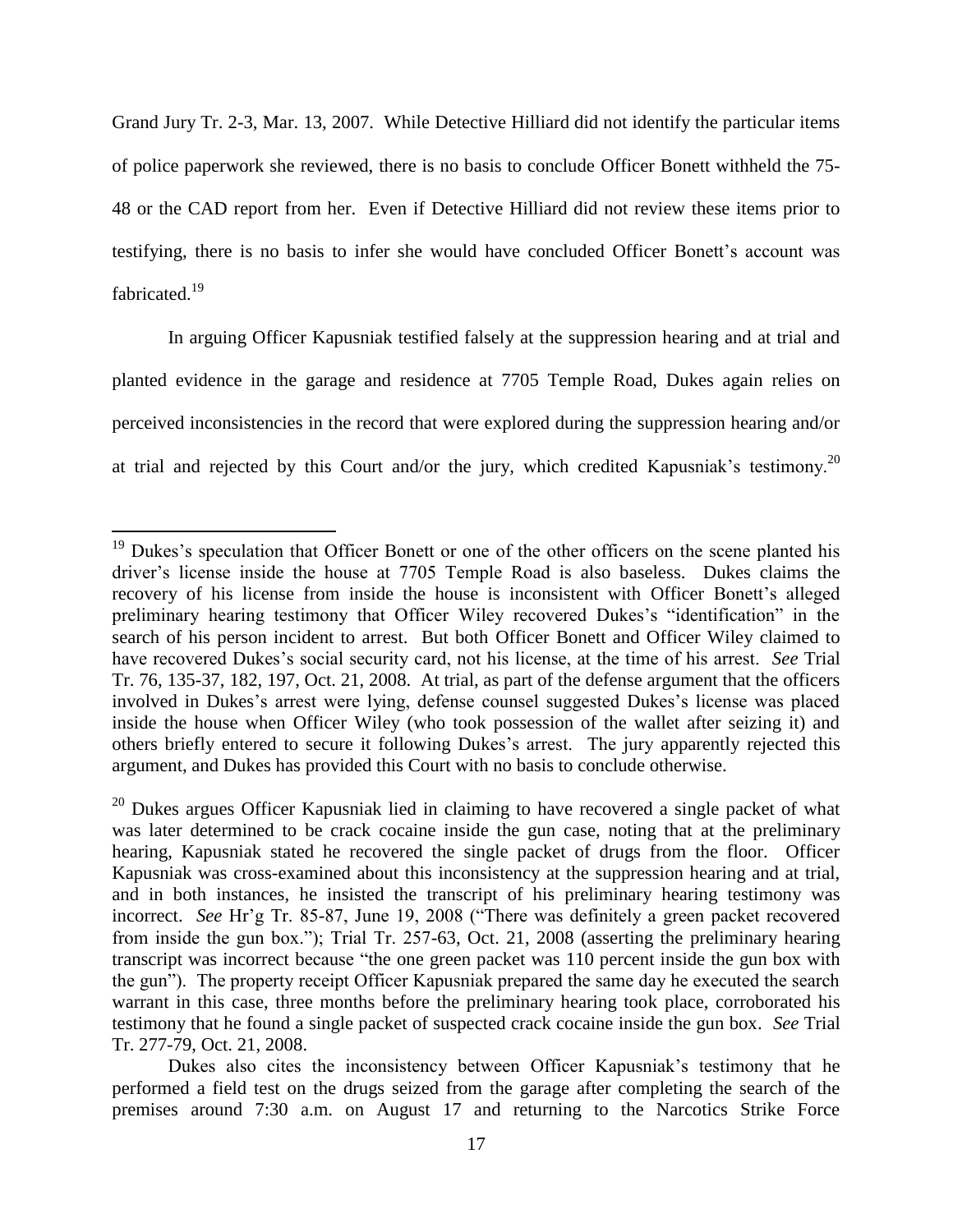Grand Jury Tr. 2-3, Mar. 13, 2007. While Detective Hilliard did not identify the particular items of police paperwork she reviewed, there is no basis to conclude Officer Bonett withheld the 75-48 or the CAD report from her. Even if Detective Hilliard did not review these items prior to testifying, there is no basis to infer she would have concluded Officer Bonett's account was fabricated.[19]

In arguing Officer Kapusniak testified falsely at the suppression hearing and at trial and planted evidence in the garage and residence at 7705 Temple Road, Dukes again relies on perceived inconsistencies in the record that were explored during the suppression hearing and/or at trial and rejected by this Court and/or the jury, which credited Kapusniak's testimony.[20]

---

[19] Dukes's speculation that Officer Bonett or one of the other officers on the scene planted his driver's license inside the house at 7705 Temple Road is also baseless. Dukes claims the recovery of his license from inside the house is inconsistent with Officer Bonett's alleged preliminary hearing testimony that Officer Wiley recovered Dukes's "identification" in the search of his person incident to arrest. But both Officer Bonett and Officer Wiley claimed to have recovered Dukes's social security card, not his license, at the time of his arrest. *See* Trial Tr. 76, 135-37, 182, 197, Oct. 21, 2008. At trial, as part of the defense argument that the officers involved in Dukes's arrest were lying, defense counsel suggested Dukes's license was placed inside the house when Officer Wiley (who took possession of the wallet after seizing it) and others briefly entered to secure it following Dukes's arrest. The jury apparently rejected this argument, and Dukes has provided this Court with no basis to conclude otherwise.

[20] Dukes argues Officer Kapusniak lied in claiming to have recovered a single packet of what was later determined to be crack cocaine inside the gun case, noting that at the preliminary hearing, Kapusniak stated he recovered the single packet of drugs from the floor. Officer Kapusniak was cross-examined about this inconsistency at the suppression hearing and at trial, and in both instances, he insisted the transcript of his preliminary hearing testimony was incorrect. *See* Hr'g Tr. 85-87, June 19, 2008 ("There was definitely a green packet recovered from inside the gun box."); Trial Tr. 257-63, Oct. 21, 2008 (asserting the preliminary hearing transcript was incorrect because "the one green packet was 110 percent inside the gun box with the gun"). The property receipt Officer Kapusniak prepared the same day he executed the search warrant in this case, three months before the preliminary hearing took place, corroborated his testimony that he found a single packet of suspected crack cocaine inside the gun box. *See* Trial Tr. 277-79, Oct. 21, 2008.

Dukes also cites the inconsistency between Officer Kapusniak's testimony that he performed a field test on the drugs seized from the garage after completing the search of the premises around 7:30 a.m. on August 17 and returning to the Narcotics Strike Force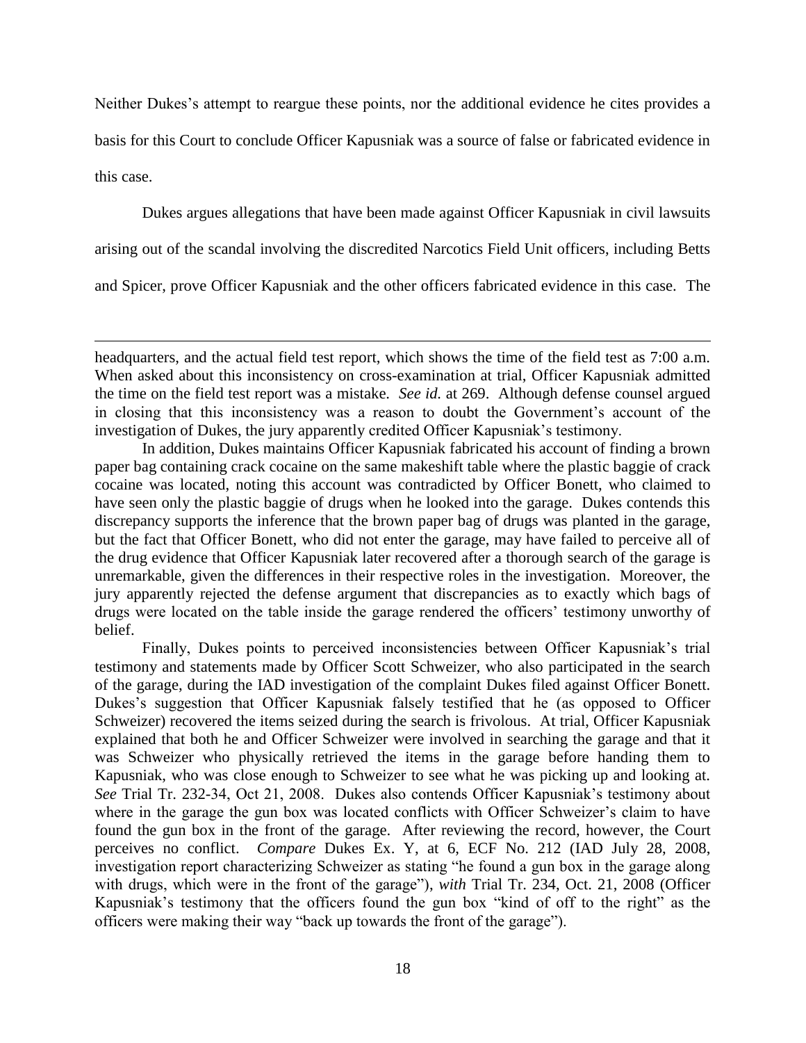Neither Dukes's attempt to reargue these points, nor the additional evidence he cites provides a basis for this Court to conclude Officer Kapusniak was a source of false or fabricated evidence in this case.

Dukes argues allegations that have been made against Officer Kapusniak in civil lawsuits arising out of the scandal involving the discredited Narcotics Field Unit officers, including Betts and Spicer, prove Officer Kapusniak and the other officers fabricated evidence in this case. The

---

headquarters, and the actual field test report, which shows the time of the field test as 7:00 a.m. When asked about this inconsistency on cross-examination at trial, Officer Kapusniak admitted the time on the field test report was a mistake. *See id.* at 269. Although defense counsel argued in closing that this inconsistency was a reason to doubt the Government's account of the investigation of Dukes, the jury apparently credited Officer Kapusniak's testimony.

In addition, Dukes maintains Officer Kapusniak fabricated his account of finding a brown paper bag containing crack cocaine on the same makeshift table where the plastic baggie of crack cocaine was located, noting this account was contradicted by Officer Bonett, who claimed to have seen only the plastic baggie of drugs when he looked into the garage. Dukes contends this discrepancy supports the inference that the brown paper bag of drugs was planted in the garage, but the fact that Officer Bonett, who did not enter the garage, may have failed to perceive all of the drug evidence that Officer Kapusniak later recovered after a thorough search of the garage is unremarkable, given the differences in their respective roles in the investigation. Moreover, the jury apparently rejected the defense argument that discrepancies as to exactly which bags of drugs were located on the table inside the garage rendered the officers' testimony unworthy of belief.

Finally, Dukes points to perceived inconsistencies between Officer Kapusniak's trial testimony and statements made by Officer Scott Schweizer, who also participated in the search of the garage, during the IAD investigation of the complaint Dukes filed against Officer Bonett. Dukes's suggestion that Officer Kapusniak falsely testified that he (as opposed to Officer Schweizer) recovered the items seized during the search is frivolous. At trial, Officer Kapusniak explained that both he and Officer Schweizer were involved in searching the garage and that it was Schweizer who physically retrieved the items in the garage before handing them to Kapusniak, who was close enough to Schweizer to see what he was picking up and looking at. *See* Trial Tr. 232-34, Oct 21, 2008. Dukes also contends Officer Kapusniak's testimony about where in the garage the gun box was located conflicts with Officer Schweizer's claim to have found the gun box in the front of the garage. After reviewing the record, however, the Court perceives no conflict. *Compare* Dukes Ex. Y, at 6, ECF No. 212 (IAD July 28, 2008, investigation report characterizing Schweizer as stating "he found a gun box in the garage along with drugs, which were in the front of the garage"), *with* Trial Tr. 234, Oct. 21, 2008 (Officer Kapusniak's testimony that the officers found the gun box "kind of off to the right" as the officers were making their way "back up towards the front of the garage").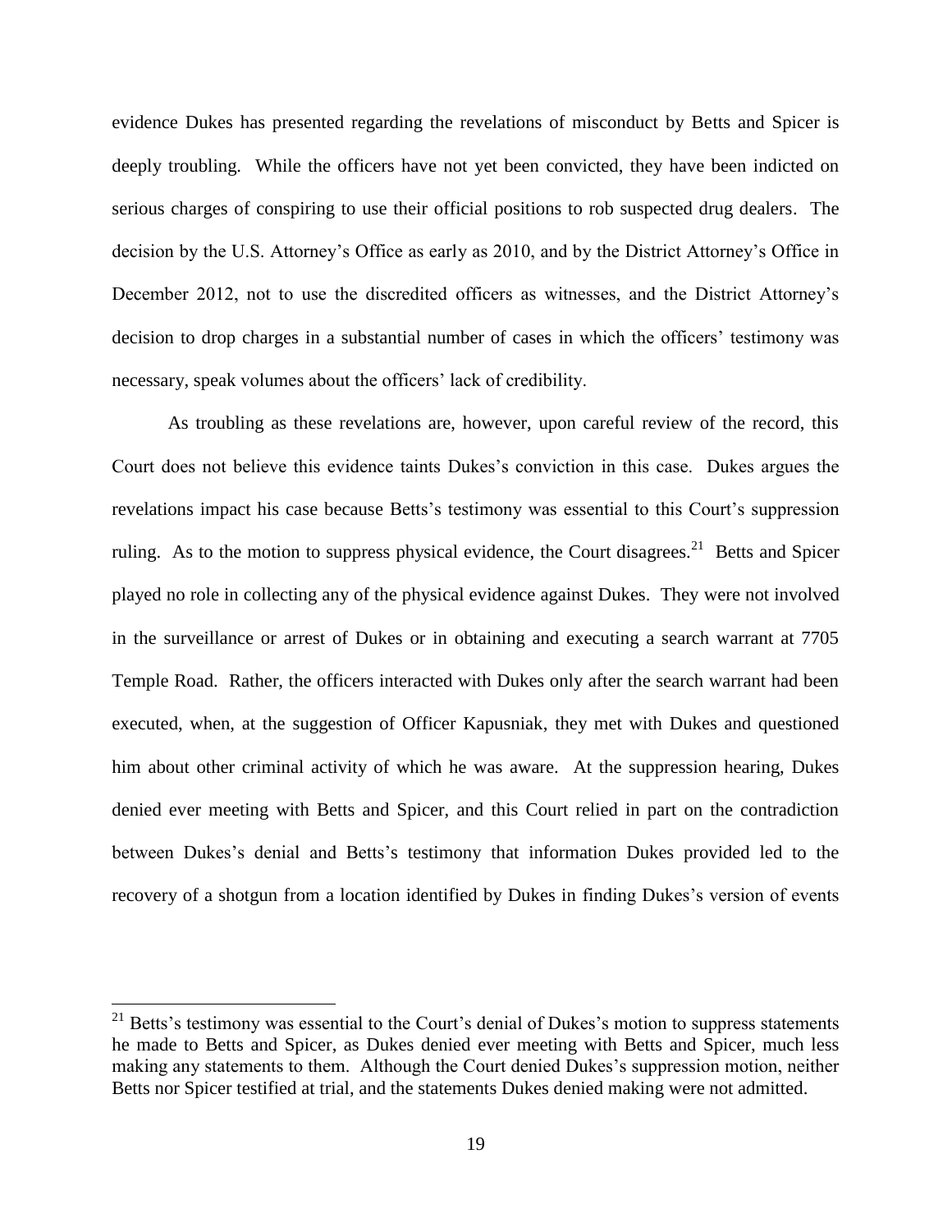evidence Dukes has presented regarding the revelations of misconduct by Betts and Spicer is deeply troubling. While the officers have not yet been convicted, they have been indicted on serious charges of conspiring to use their official positions to rob suspected drug dealers. The decision by the U.S. Attorney's Office as early as 2010, and by the District Attorney's Office in December 2012, not to use the discredited officers as witnesses, and the District Attorney's decision to drop charges in a substantial number of cases in which the officers' testimony was necessary, speak volumes about the officers' lack of credibility.

As troubling as these revelations are, however, upon careful review of the record, this Court does not believe this evidence taints Dukes's conviction in this case. Dukes argues the revelations impact his case because Betts's testimony was essential to this Court's suppression ruling. As to the motion to suppress physical evidence, the Court disagrees.[21] Betts and Spicer played no role in collecting any of the physical evidence against Dukes. They were not involved in the surveillance or arrest of Dukes or in obtaining and executing a search warrant at 7705 Temple Road. Rather, the officers interacted with Dukes only after the search warrant had been executed, when, at the suggestion of Officer Kapusniak, they met with Dukes and questioned him about other criminal activity of which he was aware. At the suppression hearing, Dukes denied ever meeting with Betts and Spicer, and this Court relied in part on the contradiction between Dukes's denial and Betts's testimony that information Dukes provided led to the recovery of a shotgun from a location identified by Dukes in finding Dukes's version of events

[21] Betts's testimony was essential to the Court's denial of Dukes's motion to suppress statements he made to Betts and Spicer, as Dukes denied ever meeting with Betts and Spicer, much less making any statements to them. Although the Court denied Dukes's suppression motion, neither Betts nor Spicer testified at trial, and the statements Dukes denied making were not admitted.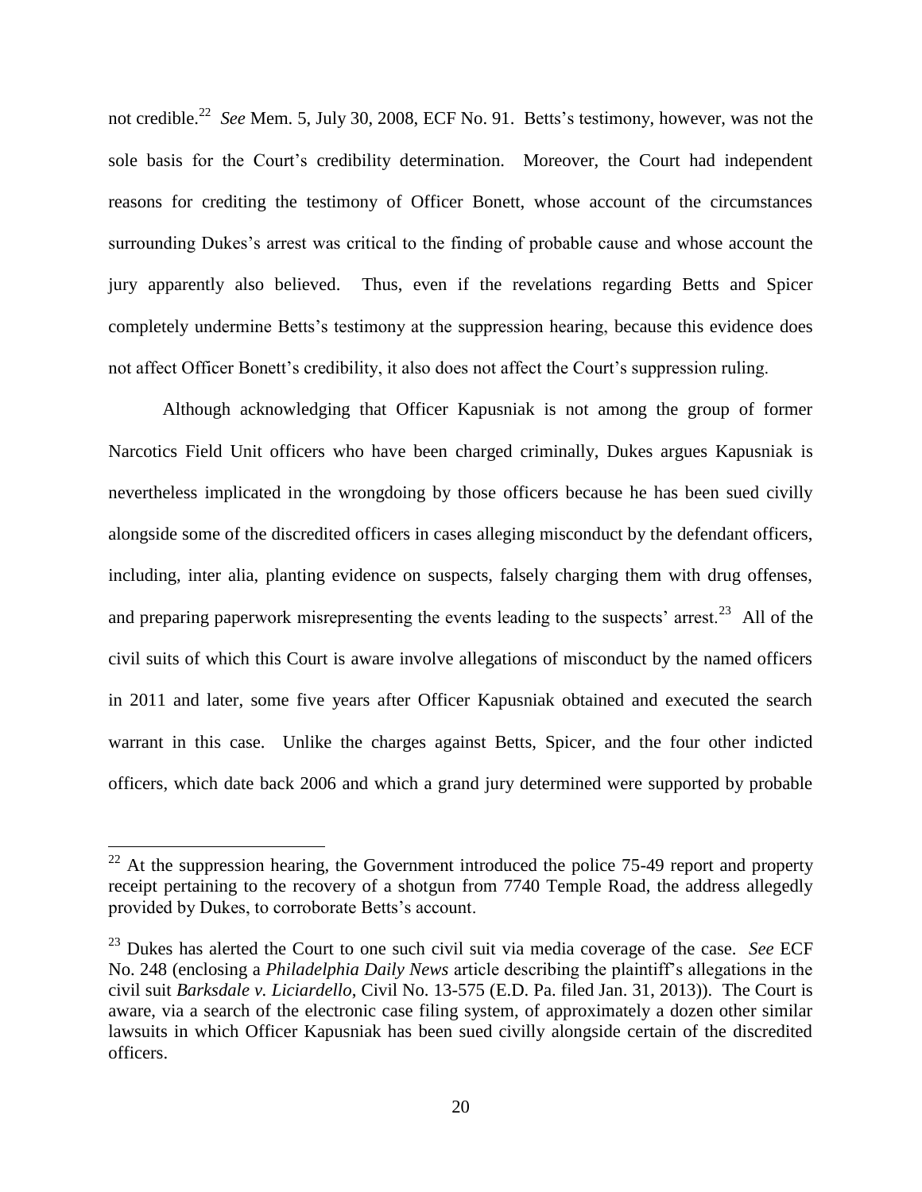not credible.[22] *See* Mem. 5, July 30, 2008, ECF No. 91. Betts's testimony, however, was not the sole basis for the Court's credibility determination. Moreover, the Court had independent reasons for crediting the testimony of Officer Bonett, whose account of the circumstances surrounding Dukes's arrest was critical to the finding of probable cause and whose account the jury apparently also believed. Thus, even if the revelations regarding Betts and Spicer completely undermine Betts's testimony at the suppression hearing, because this evidence does not affect Officer Bonett's credibility, it also does not affect the Court's suppression ruling.

Although acknowledging that Officer Kapusniak is not among the group of former Narcotics Field Unit officers who have been charged criminally, Dukes argues Kapusniak is nevertheless implicated in the wrongdoing by those officers because he has been sued civilly alongside some of the discredited officers in cases alleging misconduct by the defendant officers, including, inter alia, planting evidence on suspects, falsely charging them with drug offenses, and preparing paperwork misrepresenting the events leading to the suspects' arrest.[23] All of the civil suits of which this Court is aware involve allegations of misconduct by the named officers in 2011 and later, some five years after Officer Kapusniak obtained and executed the search warrant in this case. Unlike the charges against Betts, Spicer, and the four other indicted officers, which date back 2006 and which a grand jury determined were supported by probable

[22] At the suppression hearing, the Government introduced the police 75-49 report and property receipt pertaining to the recovery of a shotgun from 7740 Temple Road, the address allegedly provided by Dukes, to corroborate Betts's account.

[23] Dukes has alerted the Court to one such civil suit via media coverage of the case. *See* ECF No. 248 (enclosing a *Philadelphia Daily News* article describing the plaintiff's allegations in the civil suit *Barksdale v. Liciardello*, Civil No. 13-575 (E.D. Pa. filed Jan. 31, 2013)). The Court is aware, via a search of the electronic case filing system, of approximately a dozen other similar lawsuits in which Officer Kapusniak has been sued civilly alongside certain of the discredited officers.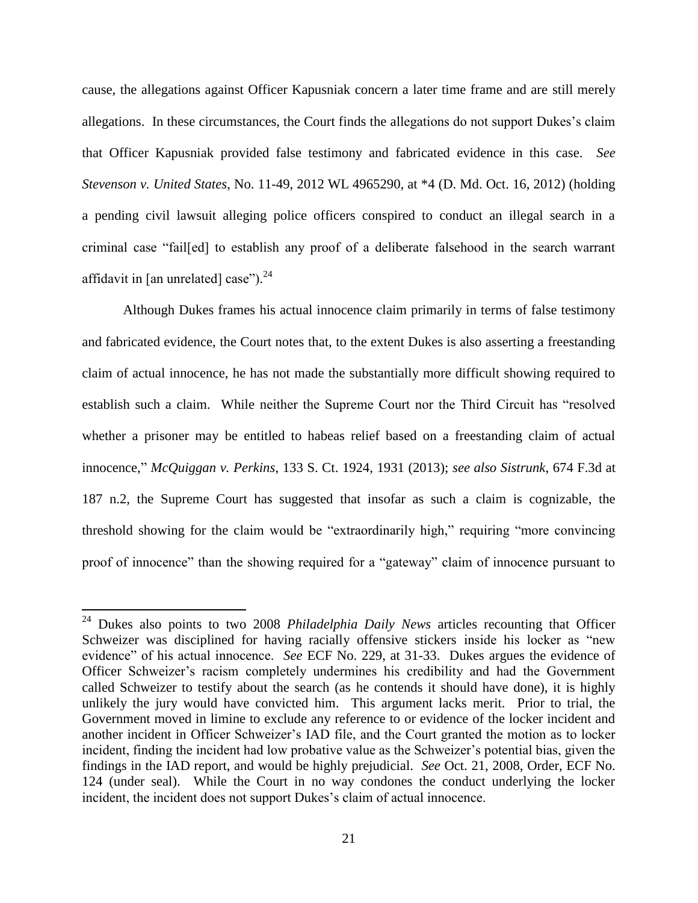cause, the allegations against Officer Kapusniak concern a later time frame and are still merely allegations. In these circumstances, the Court finds the allegations do not support Dukes's claim that Officer Kapusniak provided false testimony and fabricated evidence in this case. *See Stevenson v. United States*, No. 11-49, 2012 WL 4965290, at *4 (D. Md. Oct. 16, 2012) (holding a pending civil lawsuit alleging police officers conspired to conduct an illegal search in a criminal case "fail[ed] to establish any proof of a deliberate falsehood in the search warrant affidavit in [an unrelated] case").[24]

Although Dukes frames his actual innocence claim primarily in terms of false testimony and fabricated evidence, the Court notes that, to the extent Dukes is also asserting a freestanding claim of actual innocence, he has not made the substantially more difficult showing required to establish such a claim. While neither the Supreme Court nor the Third Circuit has "resolved whether a prisoner may be entitled to habeas relief based on a freestanding claim of actual innocence," *McQuiggan v. Perkins*, 133 S. Ct. 1924, 1931 (2013); *see also Sistrunk*, 674 F.3d at 187 n.2, the Supreme Court has suggested that insofar as such a claim is cognizable, the threshold showing for the claim would be "extraordinarily high," requiring "more convincing proof of innocence" than the showing required for a "gateway" claim of innocence pursuant to

---

[24] Dukes also points to two 2008 *Philadelphia Daily News* articles recounting that Officer Schweizer was disciplined for having racially offensive stickers inside his locker as "new evidence" of his actual innocence. *See* ECF No. 229, at 31-33. Dukes argues the evidence of Officer Schweizer's racism completely undermines his credibility and had the Government called Schweizer to testify about the search (as he contends it should have done), it is highly unlikely the jury would have convicted him. This argument lacks merit. Prior to trial, the Government moved in limine to exclude any reference to or evidence of the locker incident and another incident in Officer Schweizer's IAD file, and the Court granted the motion as to locker incident, finding the incident had low probative value as the Schweizer's potential bias, given the findings in the IAD report, and would be highly prejudicial. *See* Oct. 21, 2008, Order, ECF No. 124 (under seal). While the Court in no way condones the conduct underlying the locker incident, the incident does not support Dukes's claim of actual innocence.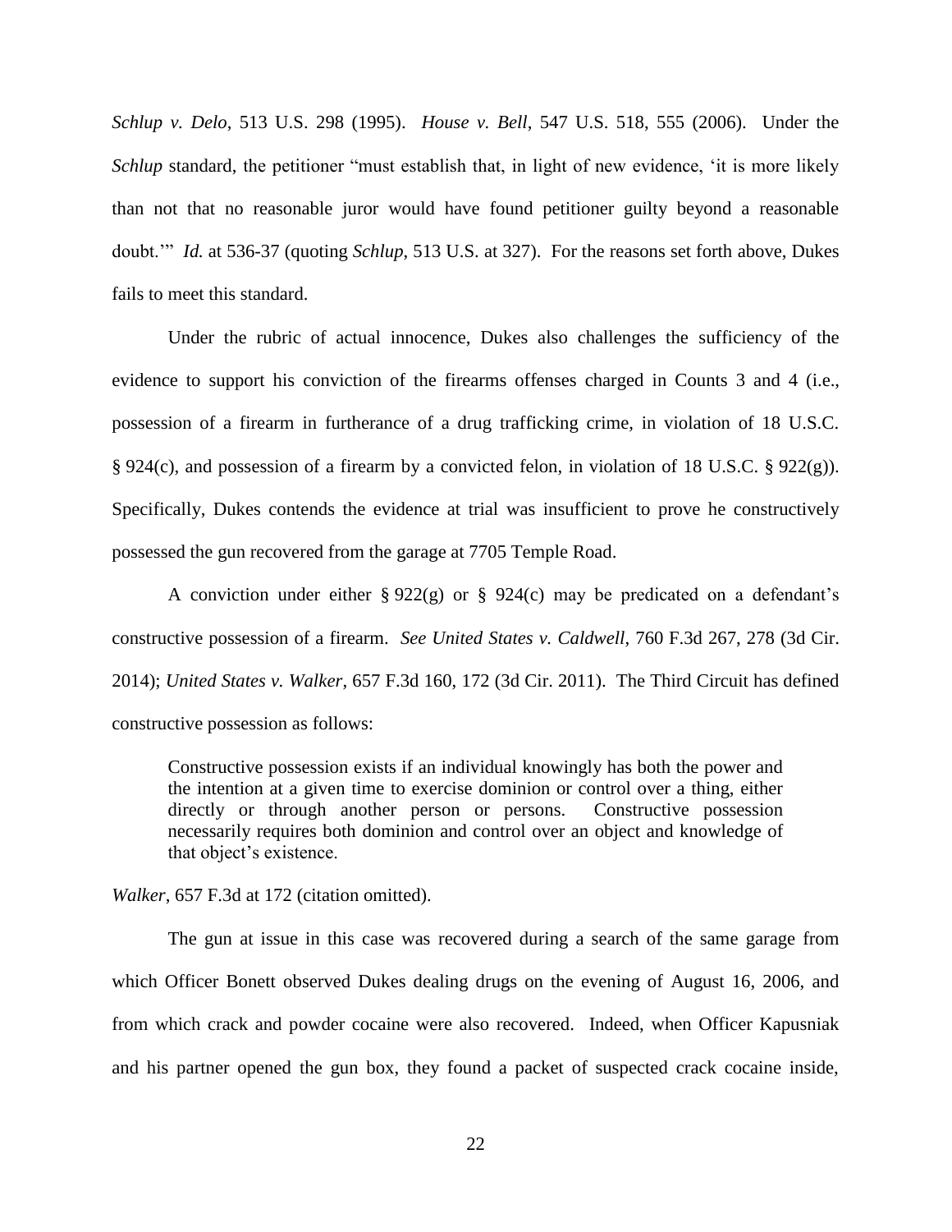*Schlup v. Delo*, 513 U.S. 298 (1995). *House v. Bell*, 547 U.S. 518, 555 (2006). Under the *Schlup* standard, the petitioner "must establish that, in light of new evidence, 'it is more likely than not that no reasonable juror would have found petitioner guilty beyond a reasonable doubt.'" *Id.* at 536-37 (quoting *Schlup*, 513 U.S. at 327). For the reasons set forth above, Dukes fails to meet this standard.

Under the rubric of actual innocence, Dukes also challenges the sufficiency of the evidence to support his conviction of the firearms offenses charged in Counts 3 and 4 (i.e., possession of a firearm in furtherance of a drug trafficking crime, in violation of 18 U.S.C. § 924(c), and possession of a firearm by a convicted felon, in violation of 18 U.S.C. § 922(g)). Specifically, Dukes contends the evidence at trial was insufficient to prove he constructively possessed the gun recovered from the garage at 7705 Temple Road.

A conviction under either § 922(g) or § 924(c) may be predicated on a defendant's constructive possession of a firearm. *See United States v. Caldwell*, 760 F.3d 267, 278 (3d Cir. 2014); *United States v. Walker*, 657 F.3d 160, 172 (3d Cir. 2011). The Third Circuit has defined constructive possession as follows:

> Constructive possession exists if an individual knowingly has both the power and the intention at a given time to exercise dominion or control over a thing, either directly or through another person or persons. Constructive possession necessarily requires both dominion and control over an object and knowledge of that object's existence.

*Walker*, 657 F.3d at 172 (citation omitted).

The gun at issue in this case was recovered during a search of the same garage from which Officer Bonett observed Dukes dealing drugs on the evening of August 16, 2006, and from which crack and powder cocaine were also recovered. Indeed, when Officer Kapusniak and his partner opened the gun box, they found a packet of suspected crack cocaine inside,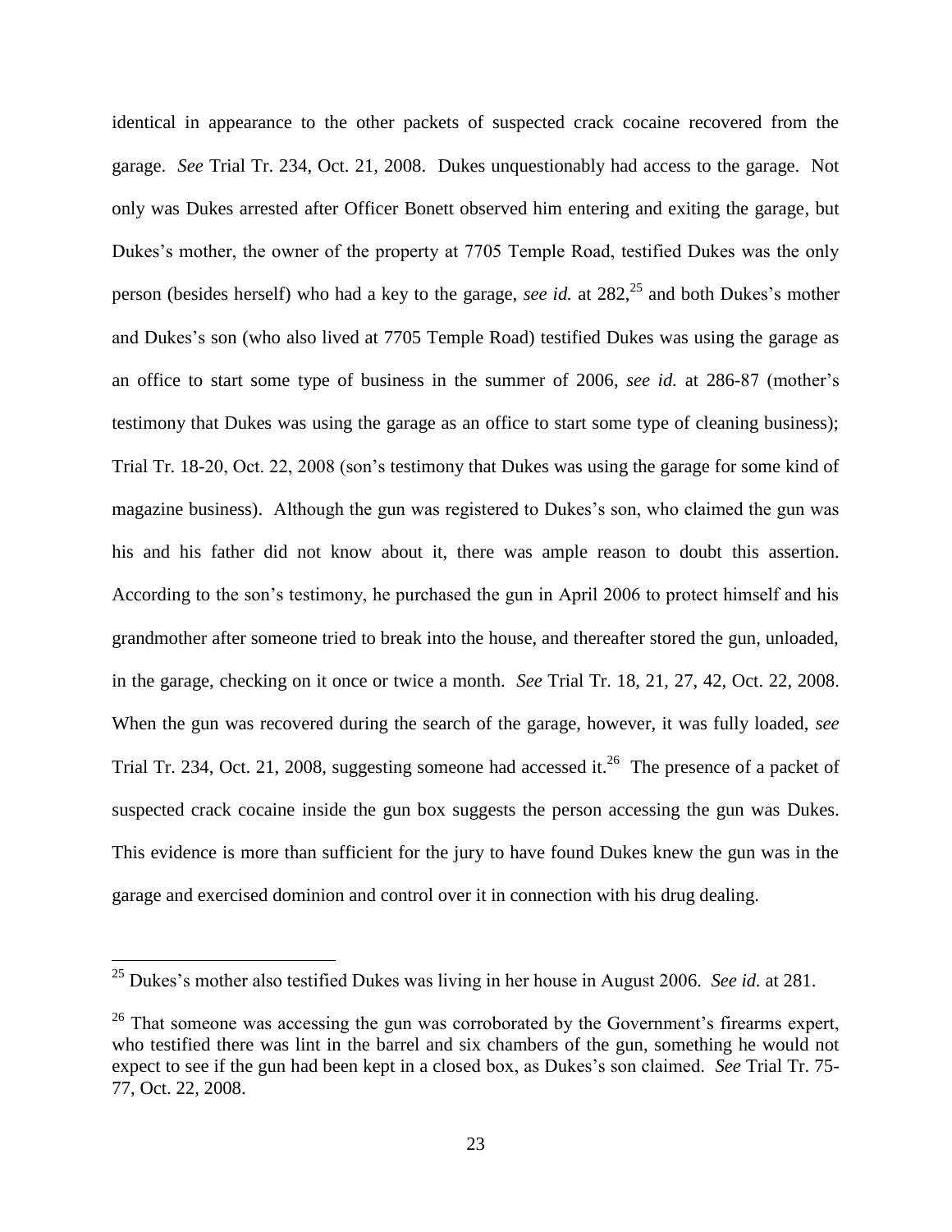identical in appearance to the other packets of suspected crack cocaine recovered from the garage. *See* Trial Tr. 234, Oct. 21, 2008. Dukes unquestionably had access to the garage. Not only was Dukes arrested after Officer Bonett observed him entering and exiting the garage, but Dukes's mother, the owner of the property at 7705 Temple Road, testified Dukes was the only person (besides herself) who had a key to the garage, *see id.* at 282,[25] and both Dukes's mother and Dukes's son (who also lived at 7705 Temple Road) testified Dukes was using the garage as an office to start some type of business in the summer of 2006, *see id.* at 286-87 (mother's testimony that Dukes was using the garage as an office to start some type of cleaning business); Trial Tr. 18-20, Oct. 22, 2008 (son's testimony that Dukes was using the garage for some kind of magazine business). Although the gun was registered to Dukes's son, who claimed the gun was his and his father did not know about it, there was ample reason to doubt this assertion. According to the son's testimony, he purchased the gun in April 2006 to protect himself and his grandmother after someone tried to break into the house, and thereafter stored the gun, unloaded, in the garage, checking on it once or twice a month. *See* Trial Tr. 18, 21, 27, 42, Oct. 22, 2008. When the gun was recovered during the search of the garage, however, it was fully loaded, *see* Trial Tr. 234, Oct. 21, 2008, suggesting someone had accessed it.[26] The presence of a packet of suspected crack cocaine inside the gun box suggests the person accessing the gun was Dukes. This evidence is more than sufficient for the jury to have found Dukes knew the gun was in the garage and exercised dominion and control over it in connection with his drug dealing.

---

[25] Dukes's mother also testified Dukes was living in her house in August 2006. *See id.* at 281.

[26] That someone was accessing the gun was corroborated by the Government's firearms expert, who testified there was lint in the barrel and six chambers of the gun, something he would not expect to see if the gun had been kept in a closed box, as Dukes's son claimed. *See* Trial Tr. 75-77, Oct. 22, 2008.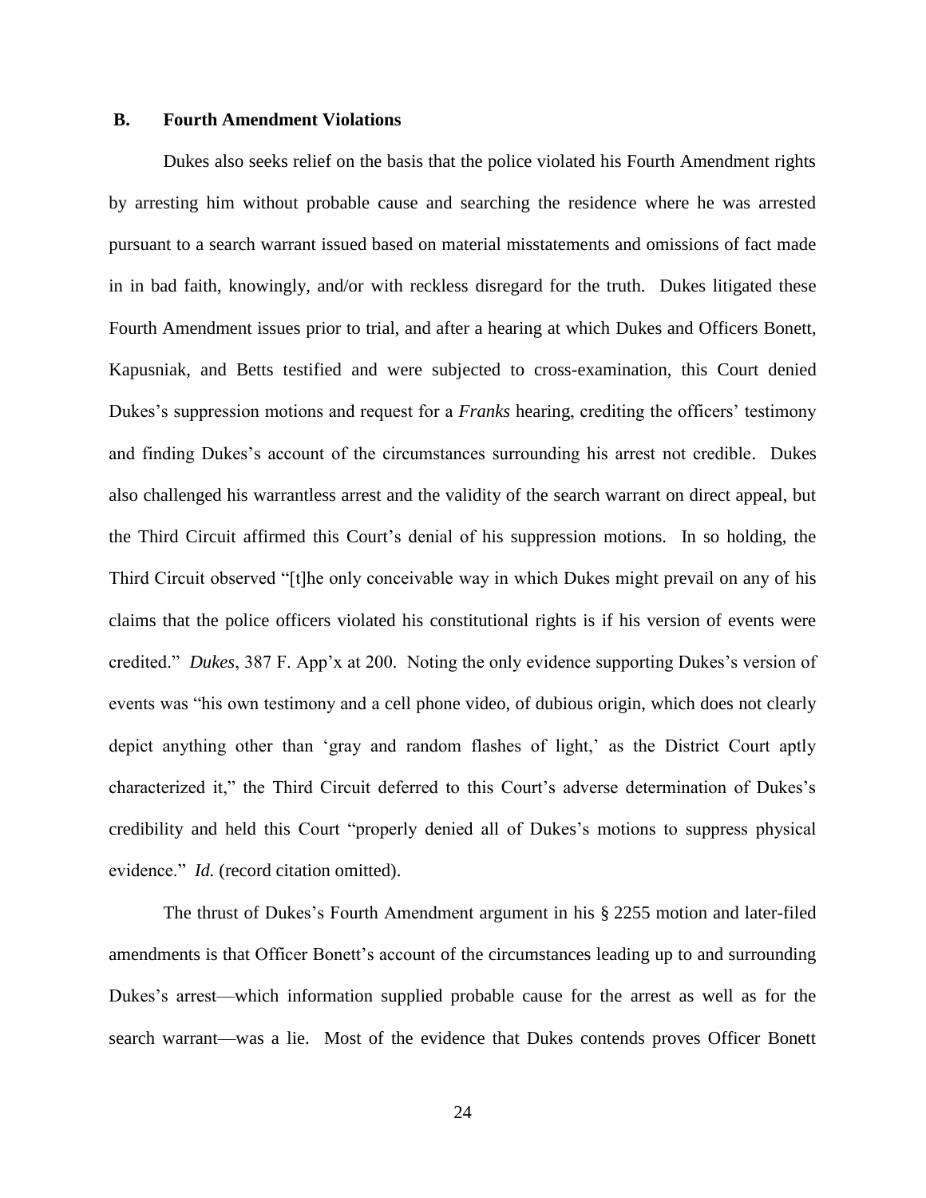### B. Fourth Amendment Violations

Dukes also seeks relief on the basis that the police violated his Fourth Amendment rights by arresting him without probable cause and searching the residence where he was arrested pursuant to a search warrant issued based on material misstatements and omissions of fact made in in bad faith, knowingly, and/or with reckless disregard for the truth. Dukes litigated these Fourth Amendment issues prior to trial, and after a hearing at which Dukes and Officers Bonett, Kapusniak, and Betts testified and were subjected to cross-examination, this Court denied Dukes's suppression motions and request for a *Franks* hearing, crediting the officers' testimony and finding Dukes's account of the circumstances surrounding his arrest not credible. Dukes also challenged his warrantless arrest and the validity of the search warrant on direct appeal, but the Third Circuit affirmed this Court's denial of his suppression motions. In so holding, the Third Circuit observed "[t]he only conceivable way in which Dukes might prevail on any of his claims that the police officers violated his constitutional rights is if his version of events were credited." *Dukes*, 387 F. App'x at 200. Noting the only evidence supporting Dukes's version of events was "his own testimony and a cell phone video, of dubious origin, which does not clearly depict anything other than 'gray and random flashes of light,' as the District Court aptly characterized it," the Third Circuit deferred to this Court's adverse determination of Dukes's credibility and held this Court "properly denied all of Dukes's motions to suppress physical evidence." *Id.* (record citation omitted).

The thrust of Dukes's Fourth Amendment argument in his § 2255 motion and later-filed amendments is that Officer Bonett's account of the circumstances leading up to and surrounding Dukes's arrest—which information supplied probable cause for the arrest as well as for the search warrant—was a lie. Most of the evidence that Dukes contends proves Officer Bonett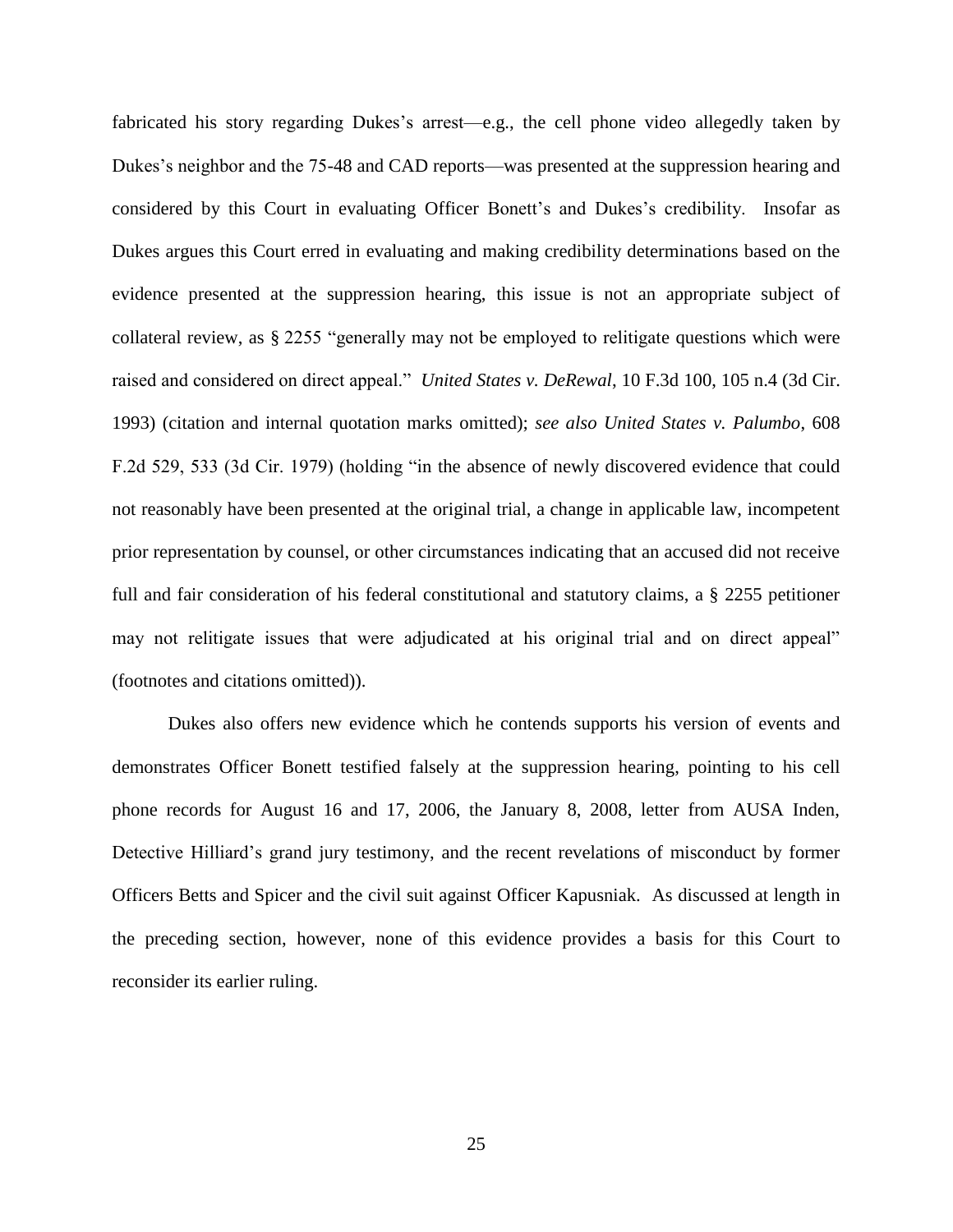fabricated his story regarding Dukes's arrest—e.g., the cell phone video allegedly taken by Dukes's neighbor and the 75-48 and CAD reports—was presented at the suppression hearing and considered by this Court in evaluating Officer Bonett's and Dukes's credibility. Insofar as Dukes argues this Court erred in evaluating and making credibility determinations based on the evidence presented at the suppression hearing, this issue is not an appropriate subject of collateral review, as § 2255 "generally may not be employed to relitigate questions which were raised and considered on direct appeal." *United States v. DeRewal*, 10 F.3d 100, 105 n.4 (3d Cir. 1993) (citation and internal quotation marks omitted); *see also United States v. Palumbo*, 608 F.2d 529, 533 (3d Cir. 1979) (holding "in the absence of newly discovered evidence that could not reasonably have been presented at the original trial, a change in applicable law, incompetent prior representation by counsel, or other circumstances indicating that an accused did not receive full and fair consideration of his federal constitutional and statutory claims, a § 2255 petitioner may not relitigate issues that were adjudicated at his original trial and on direct appeal" (footnotes and citations omitted)).

Dukes also offers new evidence which he contends supports his version of events and demonstrates Officer Bonett testified falsely at the suppression hearing, pointing to his cell phone records for August 16 and 17, 2006, the January 8, 2008, letter from AUSA Inden, Detective Hilliard's grand jury testimony, and the recent revelations of misconduct by former Officers Betts and Spicer and the civil suit against Officer Kapusniak. As discussed at length in the preceding section, however, none of this evidence provides a basis for this Court to reconsider its earlier ruling.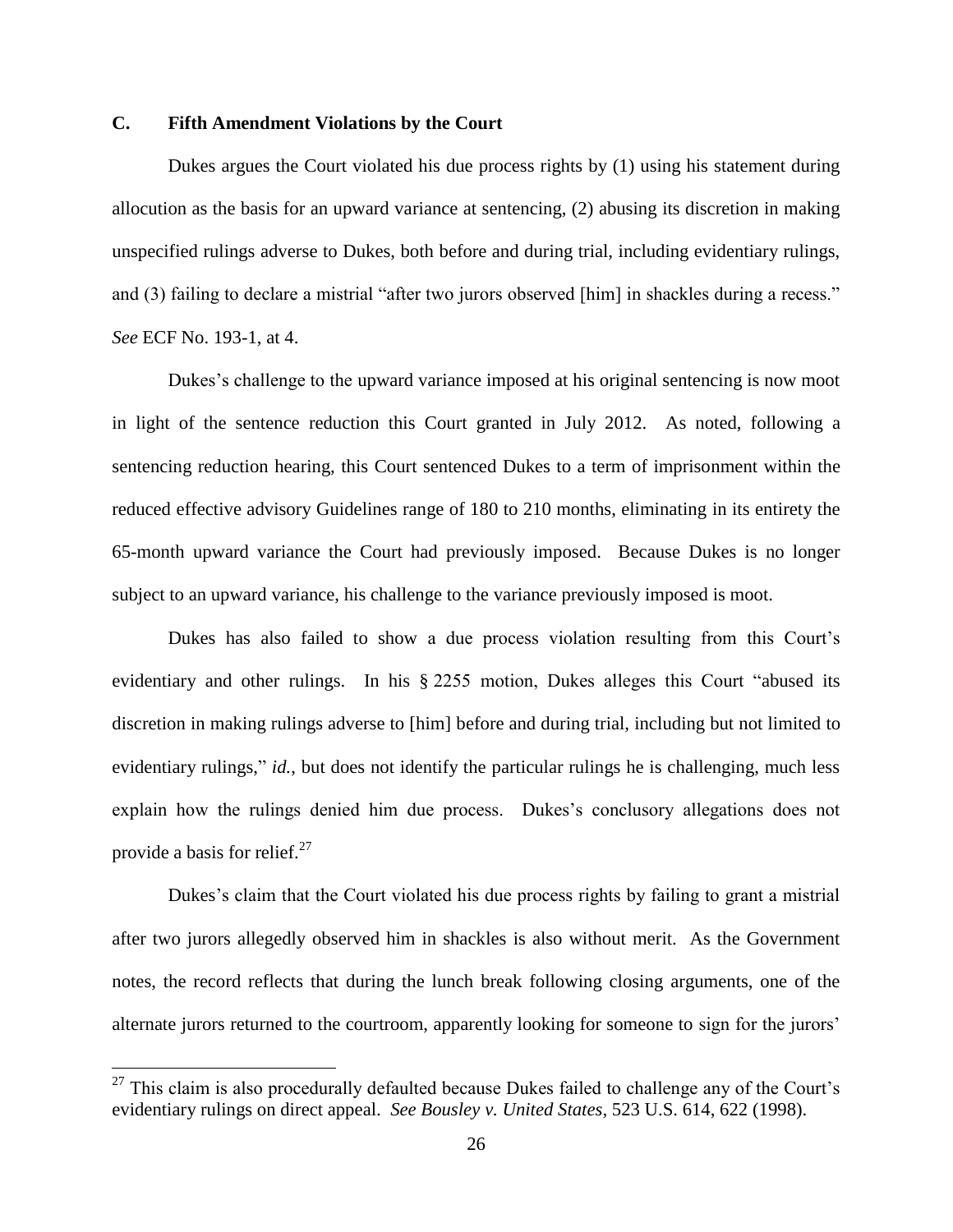### C. Fifth Amendment Violations by the Court

Dukes argues the Court violated his due process rights by (1) using his statement during allocution as the basis for an upward variance at sentencing, (2) abusing its discretion in making unspecified rulings adverse to Dukes, both before and during trial, including evidentiary rulings, and (3) failing to declare a mistrial "after two jurors observed [him] in shackles during a recess." *See* ECF No. 193-1, at 4.

Dukes's challenge to the upward variance imposed at his original sentencing is now moot in light of the sentence reduction this Court granted in July 2012. As noted, following a sentencing reduction hearing, this Court sentenced Dukes to a term of imprisonment within the reduced effective advisory Guidelines range of 180 to 210 months, eliminating in its entirety the 65-month upward variance the Court had previously imposed. Because Dukes is no longer subject to an upward variance, his challenge to the variance previously imposed is moot.

Dukes has also failed to show a due process violation resulting from this Court's evidentiary and other rulings. In his § 2255 motion, Dukes alleges this Court "abused its discretion in making rulings adverse to [him] before and during trial, including but not limited to evidentiary rulings," *id.*, but does not identify the particular rulings he is challenging, much less explain how the rulings denied him due process. Dukes's conclusory allegations does not provide a basis for relief.[27]

Dukes's claim that the Court violated his due process rights by failing to grant a mistrial after two jurors allegedly observed him in shackles is also without merit. As the Government notes, the record reflects that during the lunch break following closing arguments, one of the alternate jurors returned to the courtroom, apparently looking for someone to sign for the jurors'

---

[27] This claim is also procedurally defaulted because Dukes failed to challenge any of the Court's evidentiary rulings on direct appeal. *See Bousley v. United States*, 523 U.S. 614, 622 (1998).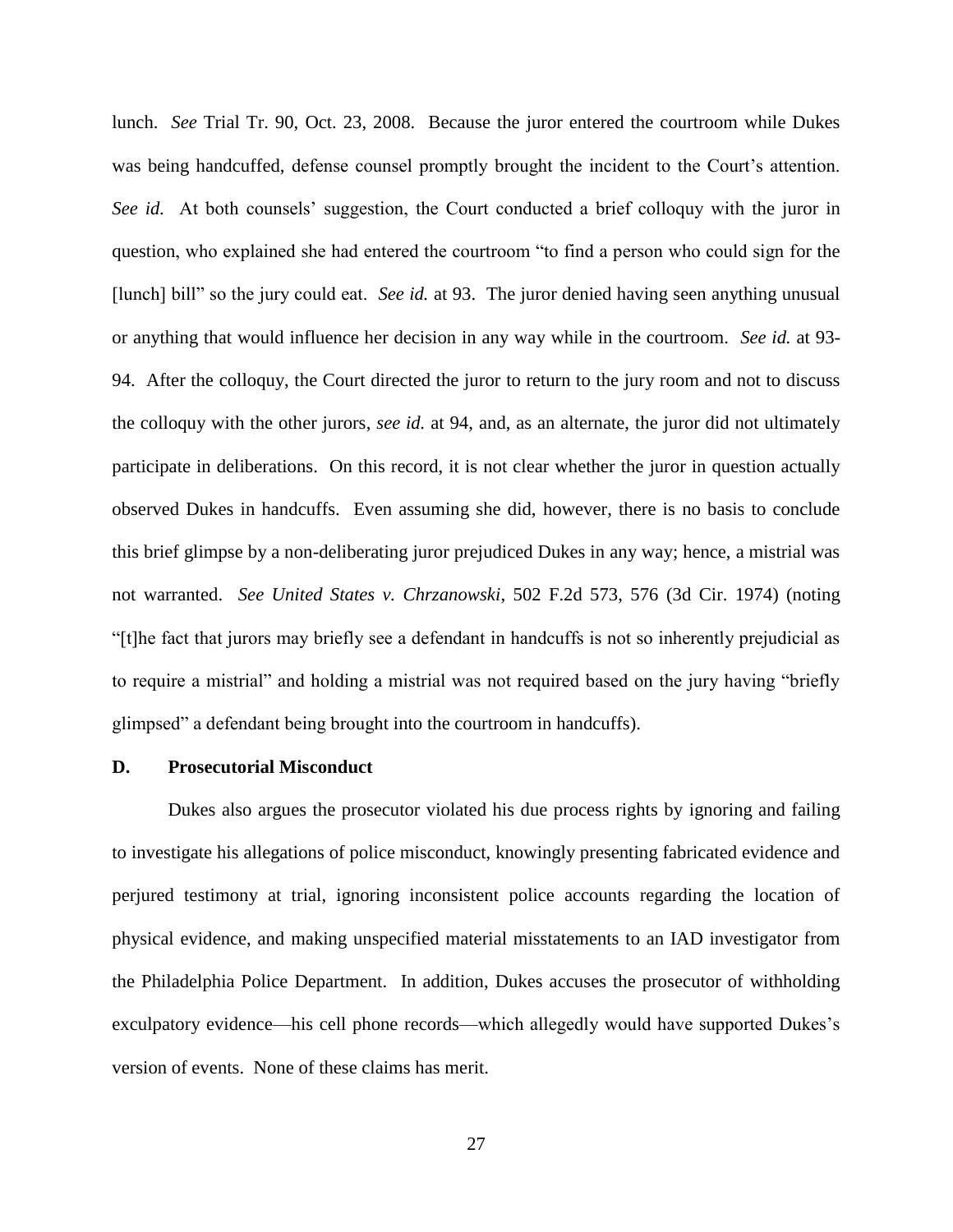lunch. *See* Trial Tr. 90, Oct. 23, 2008. Because the juror entered the courtroom while Dukes was being handcuffed, defense counsel promptly brought the incident to the Court's attention. *See id.* At both counsels' suggestion, the Court conducted a brief colloquy with the juror in question, who explained she had entered the courtroom "to find a person who could sign for the [lunch] bill" so the jury could eat. *See id.* at 93. The juror denied having seen anything unusual or anything that would influence her decision in any way while in the courtroom. *See id.* at 93-94. After the colloquy, the Court directed the juror to return to the jury room and not to discuss the colloquy with the other jurors, *see id.* at 94, and, as an alternate, the juror did not ultimately participate in deliberations. On this record, it is not clear whether the juror in question actually observed Dukes in handcuffs. Even assuming she did, however, there is no basis to conclude this brief glimpse by a non-deliberating juror prejudiced Dukes in any way; hence, a mistrial was not warranted. *See United States v. Chrzanowski*, 502 F.2d 573, 576 (3d Cir. 1974) (noting "[t]he fact that jurors may briefly see a defendant in handcuffs is not so inherently prejudicial as to require a mistrial" and holding a mistrial was not required based on the jury having "briefly glimpsed" a defendant being brought into the courtroom in handcuffs).

### D. Prosecutorial Misconduct

Dukes also argues the prosecutor violated his due process rights by ignoring and failing to investigate his allegations of police misconduct, knowingly presenting fabricated evidence and perjured testimony at trial, ignoring inconsistent police accounts regarding the location of physical evidence, and making unspecified material misstatements to an IAD investigator from the Philadelphia Police Department. In addition, Dukes accuses the prosecutor of withholding exculpatory evidence—his cell phone records—which allegedly would have supported Dukes's version of events. None of these claims has merit.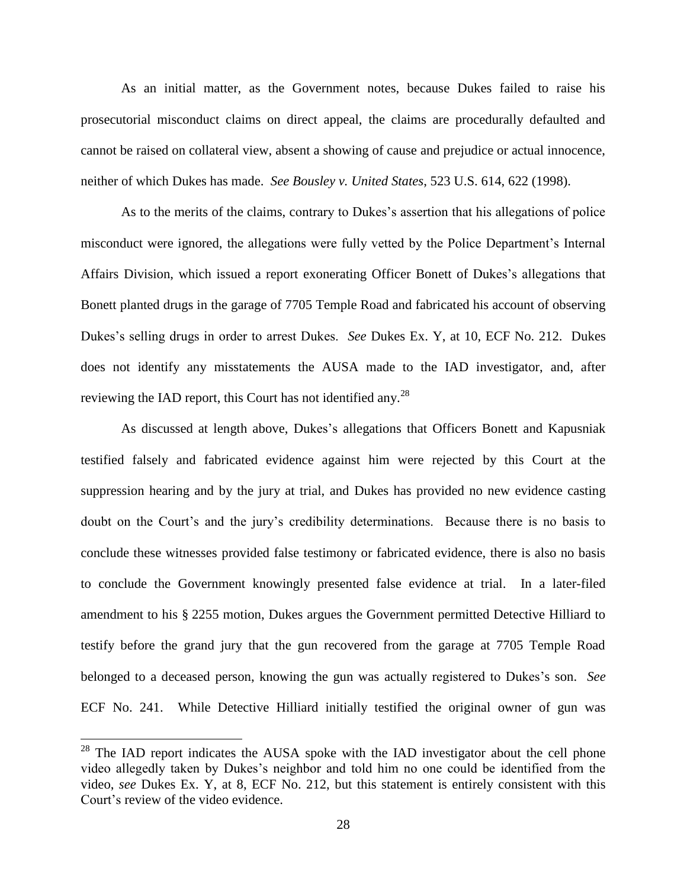As an initial matter, as the Government notes, because Dukes failed to raise his prosecutorial misconduct claims on direct appeal, the claims are procedurally defaulted and cannot be raised on collateral view, absent a showing of cause and prejudice or actual innocence, neither of which Dukes has made. *See Bousley v. United States*, 523 U.S. 614, 622 (1998).

As to the merits of the claims, contrary to Dukes's assertion that his allegations of police misconduct were ignored, the allegations were fully vetted by the Police Department's Internal Affairs Division, which issued a report exonerating Officer Bonett of Dukes's allegations that Bonett planted drugs in the garage of 7705 Temple Road and fabricated his account of observing Dukes's selling drugs in order to arrest Dukes. *See* Dukes Ex. Y, at 10, ECF No. 212. Dukes does not identify any misstatements the AUSA made to the IAD investigator, and, after reviewing the IAD report, this Court has not identified any.[28]

As discussed at length above, Dukes's allegations that Officers Bonett and Kapusniak testified falsely and fabricated evidence against him were rejected by this Court at the suppression hearing and by the jury at trial, and Dukes has provided no new evidence casting doubt on the Court's and the jury's credibility determinations. Because there is no basis to conclude these witnesses provided false testimony or fabricated evidence, there is also no basis to conclude the Government knowingly presented false evidence at trial. In a later-filed amendment to his § 2255 motion, Dukes argues the Government permitted Detective Hilliard to testify before the grand jury that the gun recovered from the garage at 7705 Temple Road belonged to a deceased person, knowing the gun was actually registered to Dukes's son. *See* ECF No. 241. While Detective Hilliard initially testified the original owner of gun was

[28] The IAD report indicates the AUSA spoke with the IAD investigator about the cell phone video allegedly taken by Dukes's neighbor and told him no one could be identified from the video, *see* Dukes Ex. Y, at 8, ECF No. 212, but this statement is entirely consistent with this Court's review of the video evidence.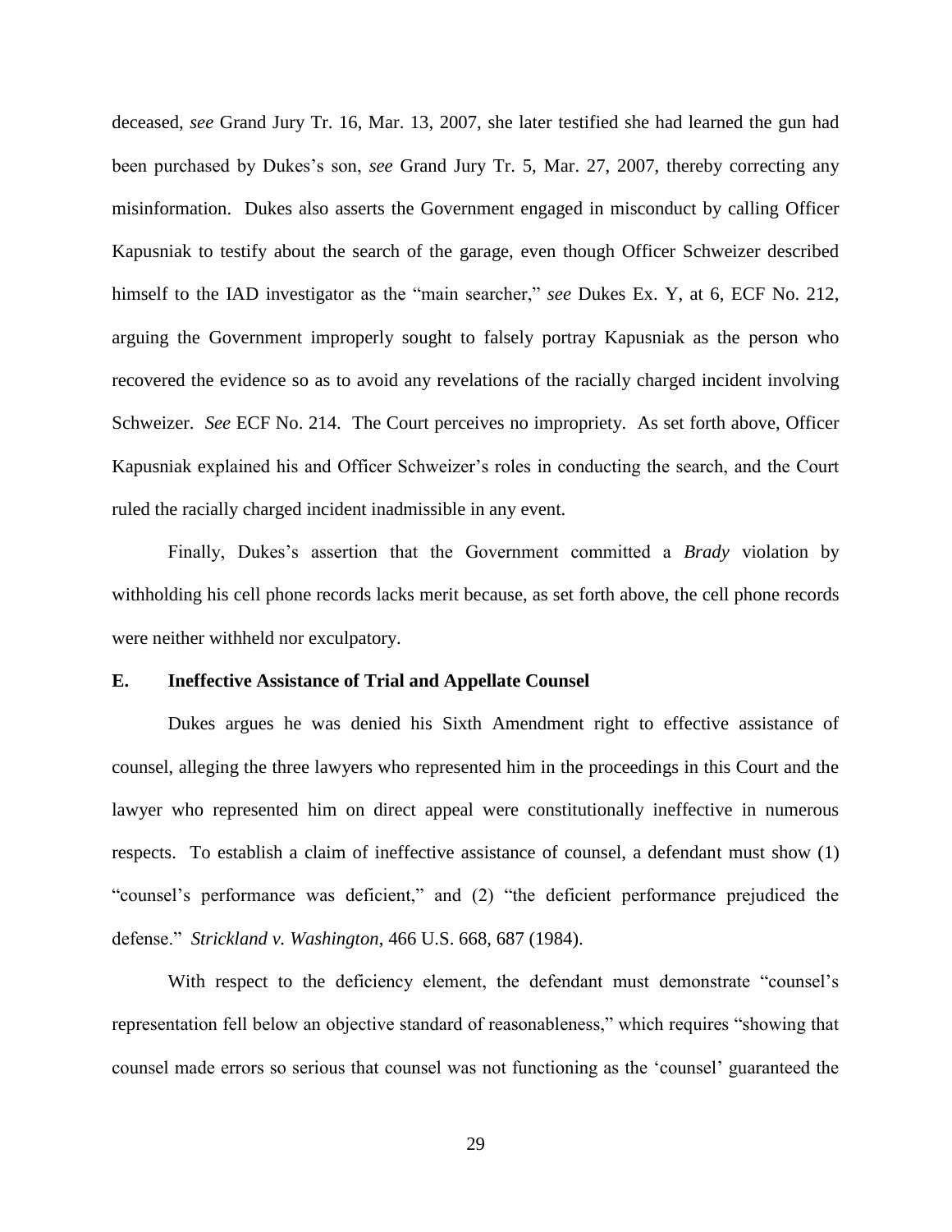deceased, *see* Grand Jury Tr. 16, Mar. 13, 2007, she later testified she had learned the gun had been purchased by Dukes's son, *see* Grand Jury Tr. 5, Mar. 27, 2007, thereby correcting any misinformation. Dukes also asserts the Government engaged in misconduct by calling Officer Kapusniak to testify about the search of the garage, even though Officer Schweizer described himself to the IAD investigator as the "main searcher," *see* Dukes Ex. Y, at 6, ECF No. 212, arguing the Government improperly sought to falsely portray Kapusniak as the person who recovered the evidence so as to avoid any revelations of the racially charged incident involving Schweizer. *See* ECF No. 214. The Court perceives no impropriety. As set forth above, Officer Kapusniak explained his and Officer Schweizer's roles in conducting the search, and the Court ruled the racially charged incident inadmissible in any event.

Finally, Dukes's assertion that the Government committed a *Brady* violation by withholding his cell phone records lacks merit because, as set forth above, the cell phone records were neither withheld nor exculpatory.

**E. Ineffective Assistance of Trial and Appellate Counsel**

Dukes argues he was denied his Sixth Amendment right to effective assistance of counsel, alleging the three lawyers who represented him in the proceedings in this Court and the lawyer who represented him on direct appeal were constitutionally ineffective in numerous respects. To establish a claim of ineffective assistance of counsel, a defendant must show (1) "counsel's performance was deficient," and (2) "the deficient performance prejudiced the defense." *Strickland v. Washington*, 466 U.S. 668, 687 (1984).

With respect to the deficiency element, the defendant must demonstrate "counsel's representation fell below an objective standard of reasonableness," which requires "showing that counsel made errors so serious that counsel was not functioning as the 'counsel' guaranteed the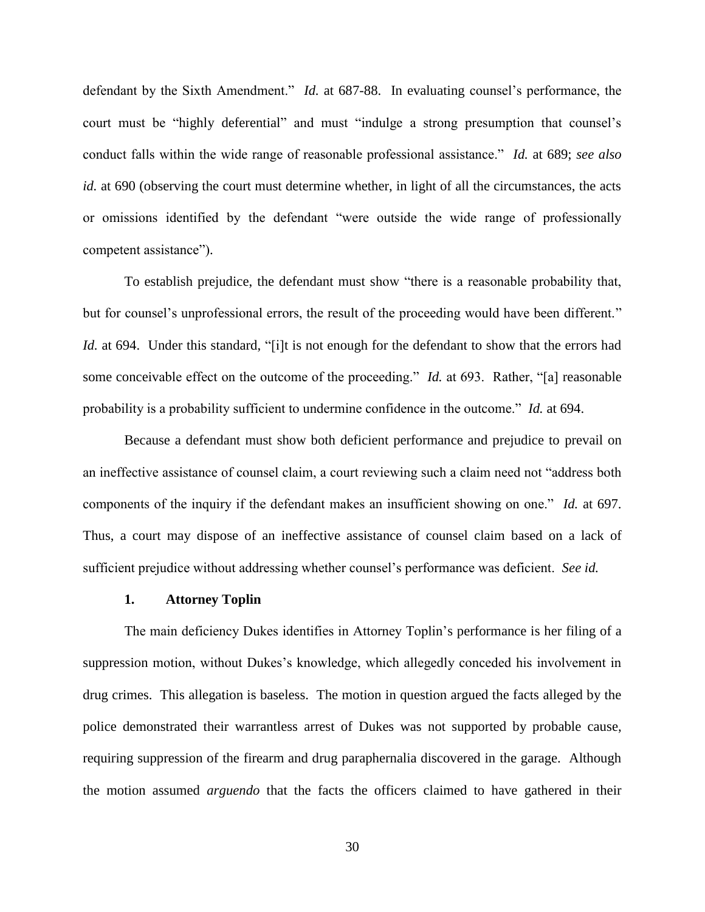defendant by the Sixth Amendment." *Id.* at 687-88. In evaluating counsel's performance, the court must be "highly deferential" and must "indulge a strong presumption that counsel's conduct falls within the wide range of reasonable professional assistance." *Id.* at 689; *see also id.* at 690 (observing the court must determine whether, in light of all the circumstances, the acts or omissions identified by the defendant "were outside the wide range of professionally competent assistance").

To establish prejudice, the defendant must show "there is a reasonable probability that, but for counsel's unprofessional errors, the result of the proceeding would have been different." *Id.* at 694. Under this standard, "[i]t is not enough for the defendant to show that the errors had some conceivable effect on the outcome of the proceeding." *Id.* at 693. Rather, "[a] reasonable probability is a probability sufficient to undermine confidence in the outcome." *Id.* at 694.

Because a defendant must show both deficient performance and prejudice to prevail on an ineffective assistance of counsel claim, a court reviewing such a claim need not "address both components of the inquiry if the defendant makes an insufficient showing on one." *Id.* at 697. Thus, a court may dispose of an ineffective assistance of counsel claim based on a lack of sufficient prejudice without addressing whether counsel's performance was deficient. *See id.*

### 1. Attorney Toplin

The main deficiency Dukes identifies in Attorney Toplin's performance is her filing of a suppression motion, without Dukes's knowledge, which allegedly conceded his involvement in drug crimes. This allegation is baseless. The motion in question argued the facts alleged by the police demonstrated their warrantless arrest of Dukes was not supported by probable cause, requiring suppression of the firearm and drug paraphernalia discovered in the garage. Although the motion assumed *arguendo* that the facts the officers claimed to have gathered in their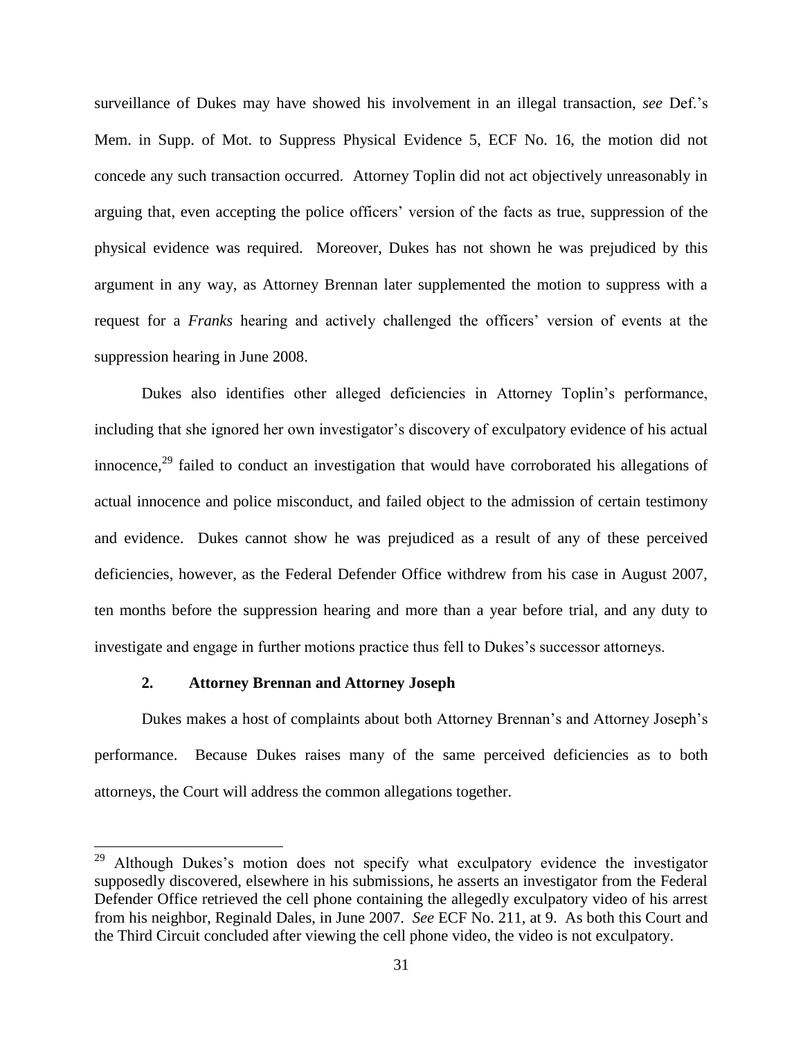surveillance of Dukes may have showed his involvement in an illegal transaction, *see* Def.'s Mem. in Supp. of Mot. to Suppress Physical Evidence 5, ECF No. 16, the motion did not concede any such transaction occurred. Attorney Toplin did not act objectively unreasonably in arguing that, even accepting the police officers' version of the facts as true, suppression of the physical evidence was required. Moreover, Dukes has not shown he was prejudiced by this argument in any way, as Attorney Brennan later supplemented the motion to suppress with a request for a *Franks* hearing and actively challenged the officers' version of events at the suppression hearing in June 2008.

Dukes also identifies other alleged deficiencies in Attorney Toplin's performance, including that she ignored her own investigator's discovery of exculpatory evidence of his actual innocence,[29] failed to conduct an investigation that would have corroborated his allegations of actual innocence and police misconduct, and failed object to the admission of certain testimony and evidence. Dukes cannot show he was prejudiced as a result of any of these perceived deficiencies, however, as the Federal Defender Office withdrew from his case in August 2007, ten months before the suppression hearing and more than a year before trial, and any duty to investigate and engage in further motions practice thus fell to Dukes's successor attorneys.

### 2. Attorney Brennan and Attorney Joseph

Dukes makes a host of complaints about both Attorney Brennan's and Attorney Joseph's performance. Because Dukes raises many of the same perceived deficiencies as to both attorneys, the Court will address the common allegations together.

---

[29] Although Dukes's motion does not specify what exculpatory evidence the investigator supposedly discovered, elsewhere in his submissions, he asserts an investigator from the Federal Defender Office retrieved the cell phone containing the allegedly exculpatory video of his arrest from his neighbor, Reginald Dales, in June 2007. *See* ECF No. 211, at 9. As both this Court and the Third Circuit concluded after viewing the cell phone video, the video is not exculpatory.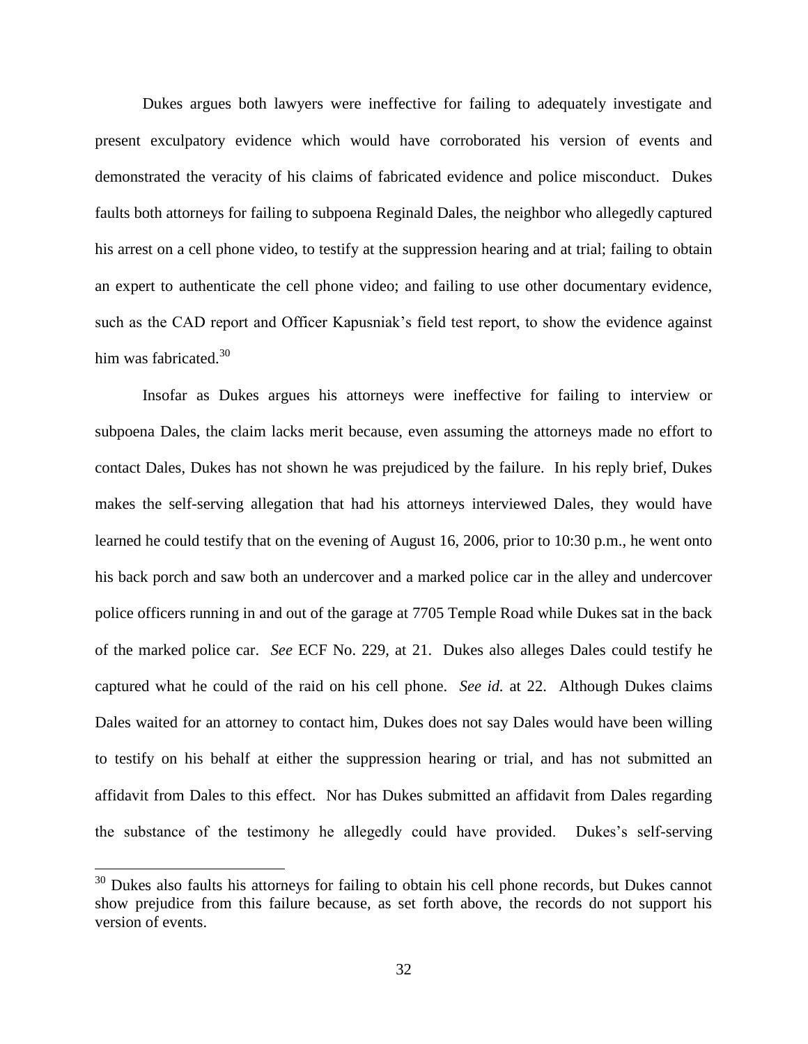Dukes argues both lawyers were ineffective for failing to adequately investigate and present exculpatory evidence which would have corroborated his version of events and demonstrated the veracity of his claims of fabricated evidence and police misconduct. Dukes faults both attorneys for failing to subpoena Reginald Dales, the neighbor who allegedly captured his arrest on a cell phone video, to testify at the suppression hearing and at trial; failing to obtain an expert to authenticate the cell phone video; and failing to use other documentary evidence, such as the CAD report and Officer Kapusniak's field test report, to show the evidence against him was fabricated.[30]

Insofar as Dukes argues his attorneys were ineffective for failing to interview or subpoena Dales, the claim lacks merit because, even assuming the attorneys made no effort to contact Dales, Dukes has not shown he was prejudiced by the failure. In his reply brief, Dukes makes the self-serving allegation that had his attorneys interviewed Dales, they would have learned he could testify that on the evening of August 16, 2006, prior to 10:30 p.m., he went onto his back porch and saw both an undercover and a marked police car in the alley and undercover police officers running in and out of the garage at 7705 Temple Road while Dukes sat in the back of the marked police car. *See* ECF No. 229, at 21. Dukes also alleges Dales could testify he captured what he could of the raid on his cell phone. *See id.* at 22. Although Dukes claims Dales waited for an attorney to contact him, Dukes does not say Dales would have been willing to testify on his behalf at either the suppression hearing or trial, and has not submitted an affidavit from Dales to this effect. Nor has Dukes submitted an affidavit from Dales regarding the substance of the testimony he allegedly could have provided. Dukes's self-serving

[30] Dukes also faults his attorneys for failing to obtain his cell phone records, but Dukes cannot show prejudice from this failure because, as set forth above, the records do not support his version of events.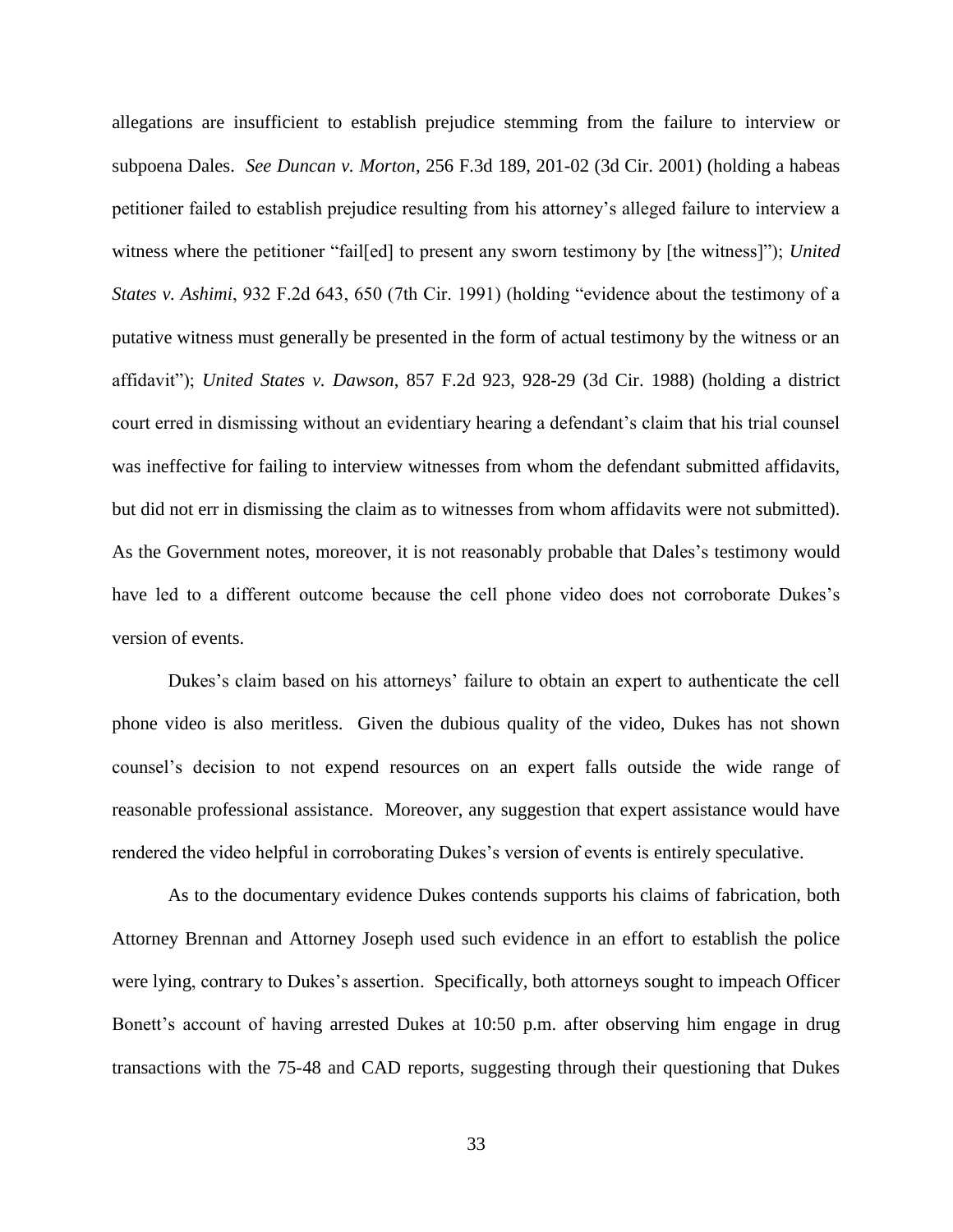allegations are insufficient to establish prejudice stemming from the failure to interview or subpoena Dales. *See Duncan v. Morton*, 256 F.3d 189, 201-02 (3d Cir. 2001) (holding a habeas petitioner failed to establish prejudice resulting from his attorney's alleged failure to interview a witness where the petitioner "fail[ed] to present any sworn testimony by [the witness]"); *United States v. Ashimi*, 932 F.2d 643, 650 (7th Cir. 1991) (holding "evidence about the testimony of a putative witness must generally be presented in the form of actual testimony by the witness or an affidavit"); *United States v. Dawson*, 857 F.2d 923, 928-29 (3d Cir. 1988) (holding a district court erred in dismissing without an evidentiary hearing a defendant's claim that his trial counsel was ineffective for failing to interview witnesses from whom the defendant submitted affidavits, but did not err in dismissing the claim as to witnesses from whom affidavits were not submitted). As the Government notes, moreover, it is not reasonably probable that Dales's testimony would have led to a different outcome because the cell phone video does not corroborate Dukes's version of events.

Dukes's claim based on his attorneys' failure to obtain an expert to authenticate the cell phone video is also meritless. Given the dubious quality of the video, Dukes has not shown counsel's decision to not expend resources on an expert falls outside the wide range of reasonable professional assistance. Moreover, any suggestion that expert assistance would have rendered the video helpful in corroborating Dukes's version of events is entirely speculative.

As to the documentary evidence Dukes contends supports his claims of fabrication, both Attorney Brennan and Attorney Joseph used such evidence in an effort to establish the police were lying, contrary to Dukes's assertion. Specifically, both attorneys sought to impeach Officer Bonett's account of having arrested Dukes at 10:50 p.m. after observing him engage in drug transactions with the 75-48 and CAD reports, suggesting through their questioning that Dukes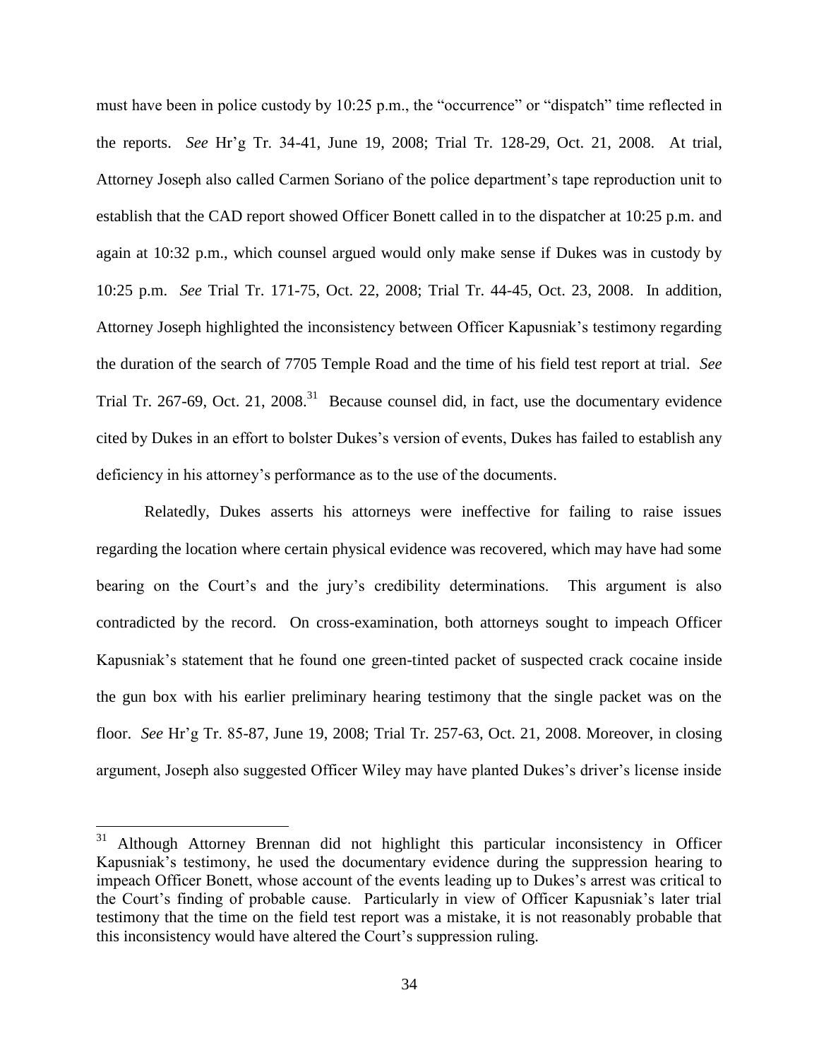must have been in police custody by 10:25 p.m., the "occurrence" or "dispatch" time reflected in the reports. *See* Hr'g Tr. 34-41, June 19, 2008; Trial Tr. 128-29, Oct. 21, 2008. At trial, Attorney Joseph also called Carmen Soriano of the police department's tape reproduction unit to establish that the CAD report showed Officer Bonett called in to the dispatcher at 10:25 p.m. and again at 10:32 p.m., which counsel argued would only make sense if Dukes was in custody by 10:25 p.m. *See* Trial Tr. 171-75, Oct. 22, 2008; Trial Tr. 44-45, Oct. 23, 2008. In addition, Attorney Joseph highlighted the inconsistency between Officer Kapusniak's testimony regarding the duration of the search of 7705 Temple Road and the time of his field test report at trial. *See* Trial Tr. 267-69, Oct. 21, 2008.[31] Because counsel did, in fact, use the documentary evidence cited by Dukes in an effort to bolster Dukes's version of events, Dukes has failed to establish any deficiency in his attorney's performance as to the use of the documents.

Relatedly, Dukes asserts his attorneys were ineffective for failing to raise issues regarding the location where certain physical evidence was recovered, which may have had some bearing on the Court's and the jury's credibility determinations. This argument is also contradicted by the record. On cross-examination, both attorneys sought to impeach Officer Kapusniak's statement that he found one green-tinted packet of suspected crack cocaine inside the gun box with his earlier preliminary hearing testimony that the single packet was on the floor. *See* Hr'g Tr. 85-87, June 19, 2008; Trial Tr. 257-63, Oct. 21, 2008. Moreover, in closing argument, Joseph also suggested Officer Wiley may have planted Dukes's driver's license inside

---

[31] Although Attorney Brennan did not highlight this particular inconsistency in Officer Kapusniak's testimony, he used the documentary evidence during the suppression hearing to impeach Officer Bonett, whose account of the events leading up to Dukes's arrest was critical to the Court's finding of probable cause. Particularly in view of Officer Kapusniak's later trial testimony that the time on the field test report was a mistake, it is not reasonably probable that this inconsistency would have altered the Court's suppression ruling.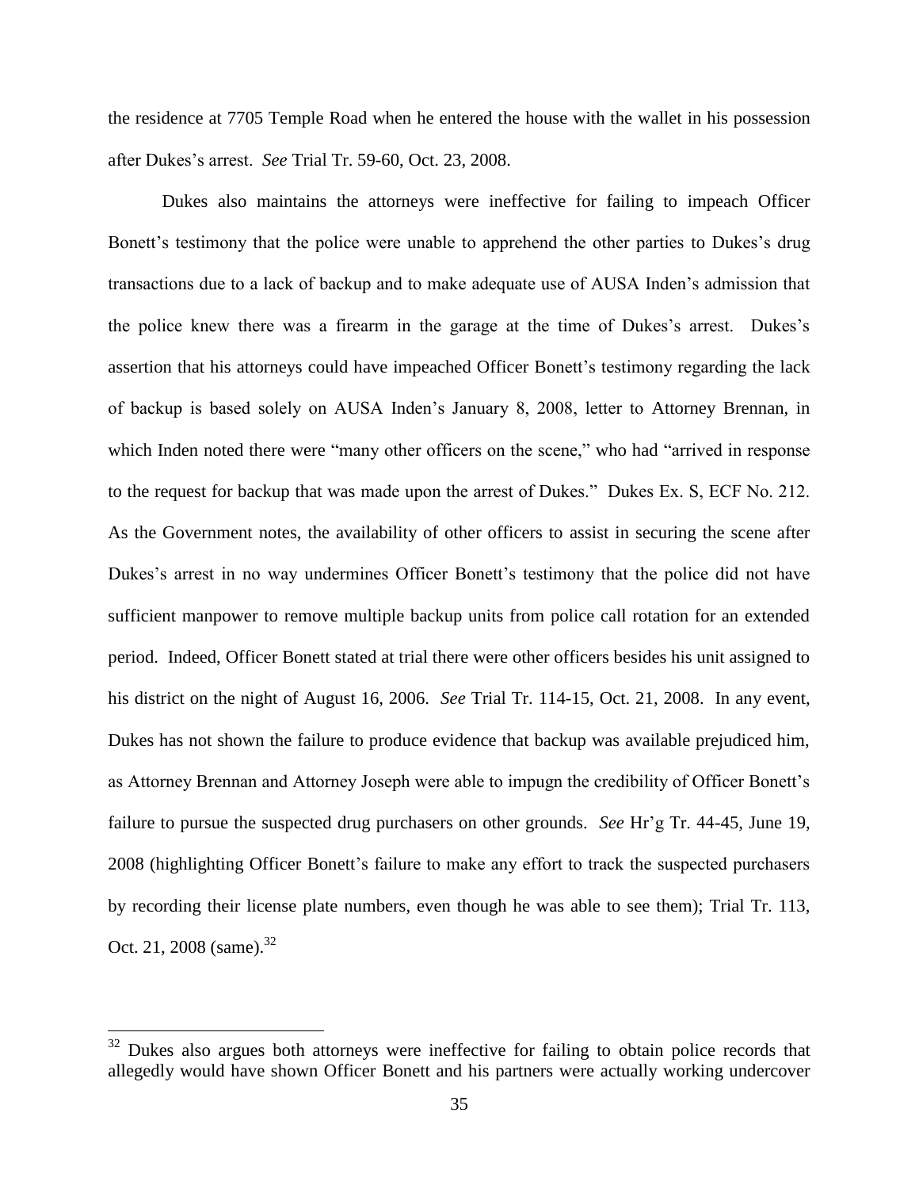the residence at 7705 Temple Road when he entered the house with the wallet in his possession after Dukes's arrest. *See* Trial Tr. 59-60, Oct. 23, 2008.

Dukes also maintains the attorneys were ineffective for failing to impeach Officer Bonett's testimony that the police were unable to apprehend the other parties to Dukes's drug transactions due to a lack of backup and to make adequate use of AUSA Inden's admission that the police knew there was a firearm in the garage at the time of Dukes's arrest. Dukes's assertion that his attorneys could have impeached Officer Bonett's testimony regarding the lack of backup is based solely on AUSA Inden's January 8, 2008, letter to Attorney Brennan, in which Inden noted there were "many other officers on the scene," who had "arrived in response to the request for backup that was made upon the arrest of Dukes." Dukes Ex. S, ECF No. 212. As the Government notes, the availability of other officers to assist in securing the scene after Dukes's arrest in no way undermines Officer Bonett's testimony that the police did not have sufficient manpower to remove multiple backup units from police call rotation for an extended period. Indeed, Officer Bonett stated at trial there were other officers besides his unit assigned to his district on the night of August 16, 2006. *See* Trial Tr. 114-15, Oct. 21, 2008. In any event, Dukes has not shown the failure to produce evidence that backup was available prejudiced him, as Attorney Brennan and Attorney Joseph were able to impugn the credibility of Officer Bonett's failure to pursue the suspected drug purchasers on other grounds. *See* Hr'g Tr. 44-45, June 19, 2008 (highlighting Officer Bonett's failure to make any effort to track the suspected purchasers by recording their license plate numbers, even though he was able to see them); Trial Tr. 113, Oct. 21, 2008 (same).[32]

---

[32] Dukes also argues both attorneys were ineffective for failing to obtain police records that allegedly would have shown Officer Bonett and his partners were actually working undercover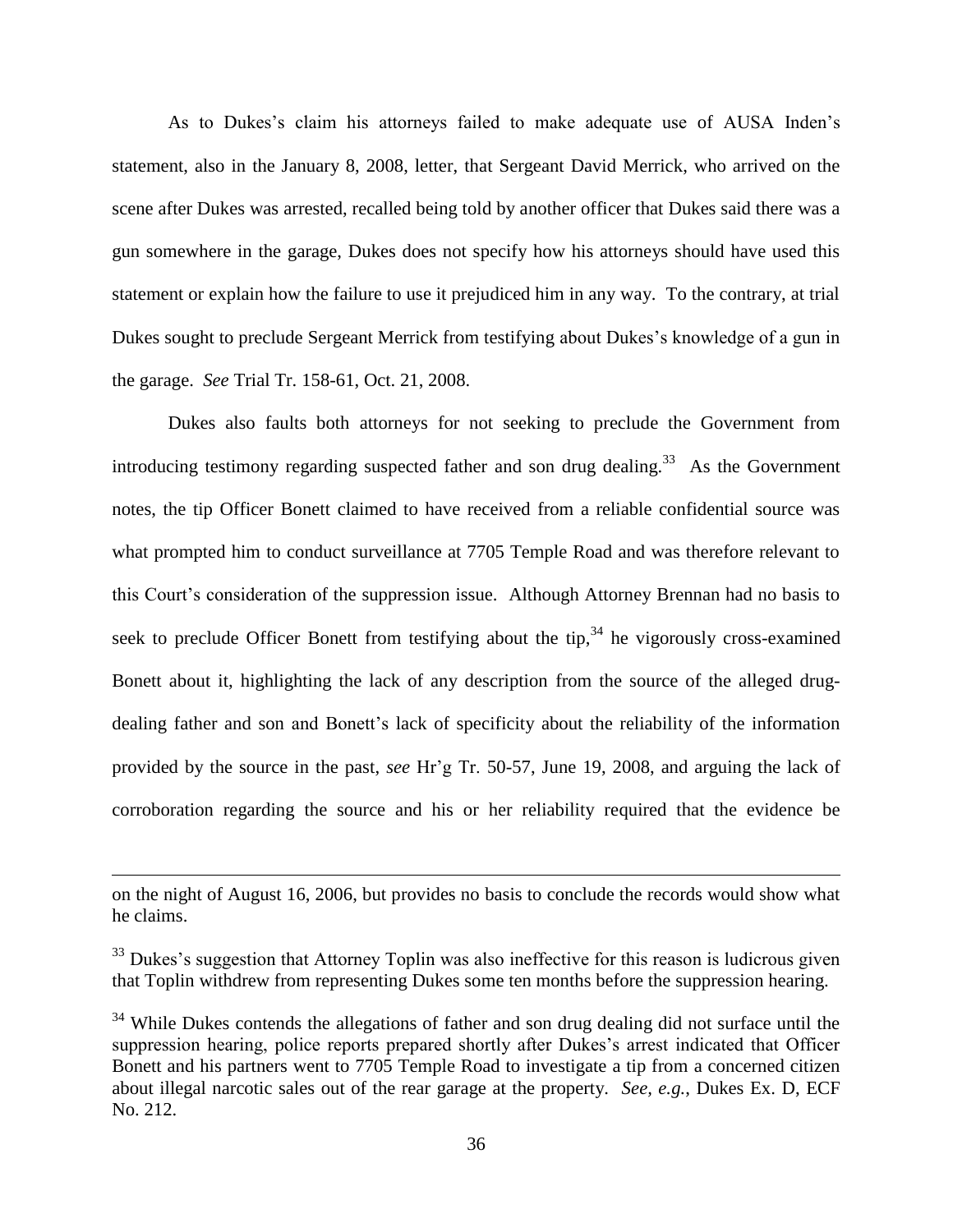As to Dukes's claim his attorneys failed to make adequate use of AUSA Inden's statement, also in the January 8, 2008, letter, that Sergeant David Merrick, who arrived on the scene after Dukes was arrested, recalled being told by another officer that Dukes said there was a gun somewhere in the garage, Dukes does not specify how his attorneys should have used this statement or explain how the failure to use it prejudiced him in any way. To the contrary, at trial Dukes sought to preclude Sergeant Merrick from testifying about Dukes's knowledge of a gun in the garage. *See* Trial Tr. 158-61, Oct. 21, 2008.

Dukes also faults both attorneys for not seeking to preclude the Government from introducing testimony regarding suspected father and son drug dealing.[33] As the Government notes, the tip Officer Bonett claimed to have received from a reliable confidential source was what prompted him to conduct surveillance at 7705 Temple Road and was therefore relevant to this Court's consideration of the suppression issue. Although Attorney Brennan had no basis to seek to preclude Officer Bonett from testifying about the tip,[34] he vigorously cross-examined Bonett about it, highlighting the lack of any description from the source of the alleged drug-dealing father and son and Bonett's lack of specificity about the reliability of the information provided by the source in the past, *see* Hr'g Tr. 50-57, June 19, 2008, and arguing the lack of corroboration regarding the source and his or her reliability required that the evidence be

---

on the night of August 16, 2006, but provides no basis to conclude the records would show what he claims.

[33] Dukes's suggestion that Attorney Toplin was also ineffective for this reason is ludicrous given that Toplin withdrew from representing Dukes some ten months before the suppression hearing.

[34] While Dukes contends the allegations of father and son drug dealing did not surface until the suppression hearing, police reports prepared shortly after Dukes's arrest indicated that Officer Bonett and his partners went to 7705 Temple Road to investigate a tip from a concerned citizen about illegal narcotic sales out of the rear garage at the property. *See, e.g.*, Dukes Ex. D, ECF No. 212.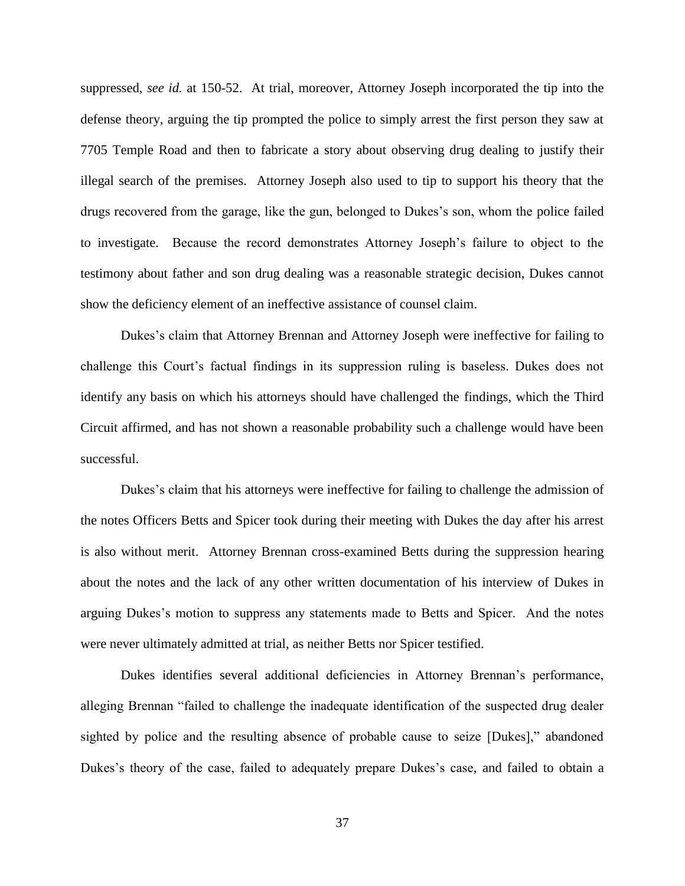suppressed, *see id.* at 150-52. At trial, moreover, Attorney Joseph incorporated the tip into the defense theory, arguing the tip prompted the police to simply arrest the first person they saw at 7705 Temple Road and then to fabricate a story about observing drug dealing to justify their illegal search of the premises. Attorney Joseph also used to tip to support his theory that the drugs recovered from the garage, like the gun, belonged to Dukes's son, whom the police failed to investigate. Because the record demonstrates Attorney Joseph's failure to object to the testimony about father and son drug dealing was a reasonable strategic decision, Dukes cannot show the deficiency element of an ineffective assistance of counsel claim.

Dukes's claim that Attorney Brennan and Attorney Joseph were ineffective for failing to challenge this Court's factual findings in its suppression ruling is baseless. Dukes does not identify any basis on which his attorneys should have challenged the findings, which the Third Circuit affirmed, and has not shown a reasonable probability such a challenge would have been successful.

Dukes's claim that his attorneys were ineffective for failing to challenge the admission of the notes Officers Betts and Spicer took during their meeting with Dukes the day after his arrest is also without merit. Attorney Brennan cross-examined Betts during the suppression hearing about the notes and the lack of any other written documentation of his interview of Dukes in arguing Dukes's motion to suppress any statements made to Betts and Spicer. And the notes were never ultimately admitted at trial, as neither Betts nor Spicer testified.

Dukes identifies several additional deficiencies in Attorney Brennan's performance, alleging Brennan "failed to challenge the inadequate identification of the suspected drug dealer sighted by police and the resulting absence of probable cause to seize [Dukes]," abandoned Dukes's theory of the case, failed to adequately prepare Dukes's case, and failed to obtain a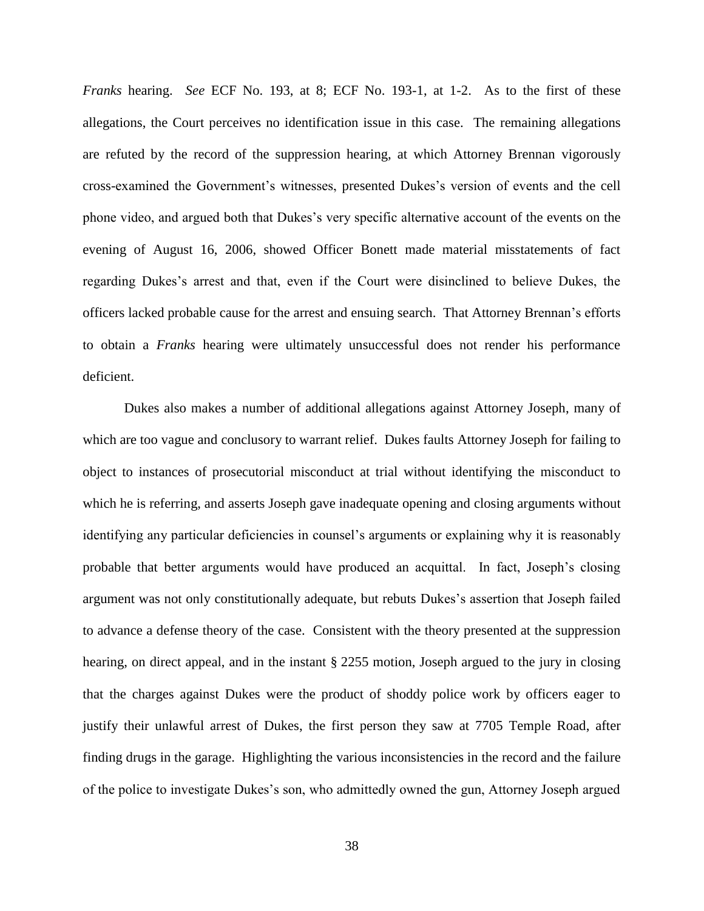*Franks* hearing. *See* ECF No. 193, at 8; ECF No. 193-1, at 1-2. As to the first of these allegations, the Court perceives no identification issue in this case. The remaining allegations are refuted by the record of the suppression hearing, at which Attorney Brennan vigorously cross-examined the Government's witnesses, presented Dukes's version of events and the cell phone video, and argued both that Dukes's very specific alternative account of the events on the evening of August 16, 2006, showed Officer Bonett made material misstatements of fact regarding Dukes's arrest and that, even if the Court were disinclined to believe Dukes, the officers lacked probable cause for the arrest and ensuing search. That Attorney Brennan's efforts to obtain a *Franks* hearing were ultimately unsuccessful does not render his performance deficient.

Dukes also makes a number of additional allegations against Attorney Joseph, many of which are too vague and conclusory to warrant relief. Dukes faults Attorney Joseph for failing to object to instances of prosecutorial misconduct at trial without identifying the misconduct to which he is referring, and asserts Joseph gave inadequate opening and closing arguments without identifying any particular deficiencies in counsel's arguments or explaining why it is reasonably probable that better arguments would have produced an acquittal. In fact, Joseph's closing argument was not only constitutionally adequate, but rebuts Dukes's assertion that Joseph failed to advance a defense theory of the case. Consistent with the theory presented at the suppression hearing, on direct appeal, and in the instant § 2255 motion, Joseph argued to the jury in closing that the charges against Dukes were the product of shoddy police work by officers eager to justify their unlawful arrest of Dukes, the first person they saw at 7705 Temple Road, after finding drugs in the garage. Highlighting the various inconsistencies in the record and the failure of the police to investigate Dukes's son, who admittedly owned the gun, Attorney Joseph argued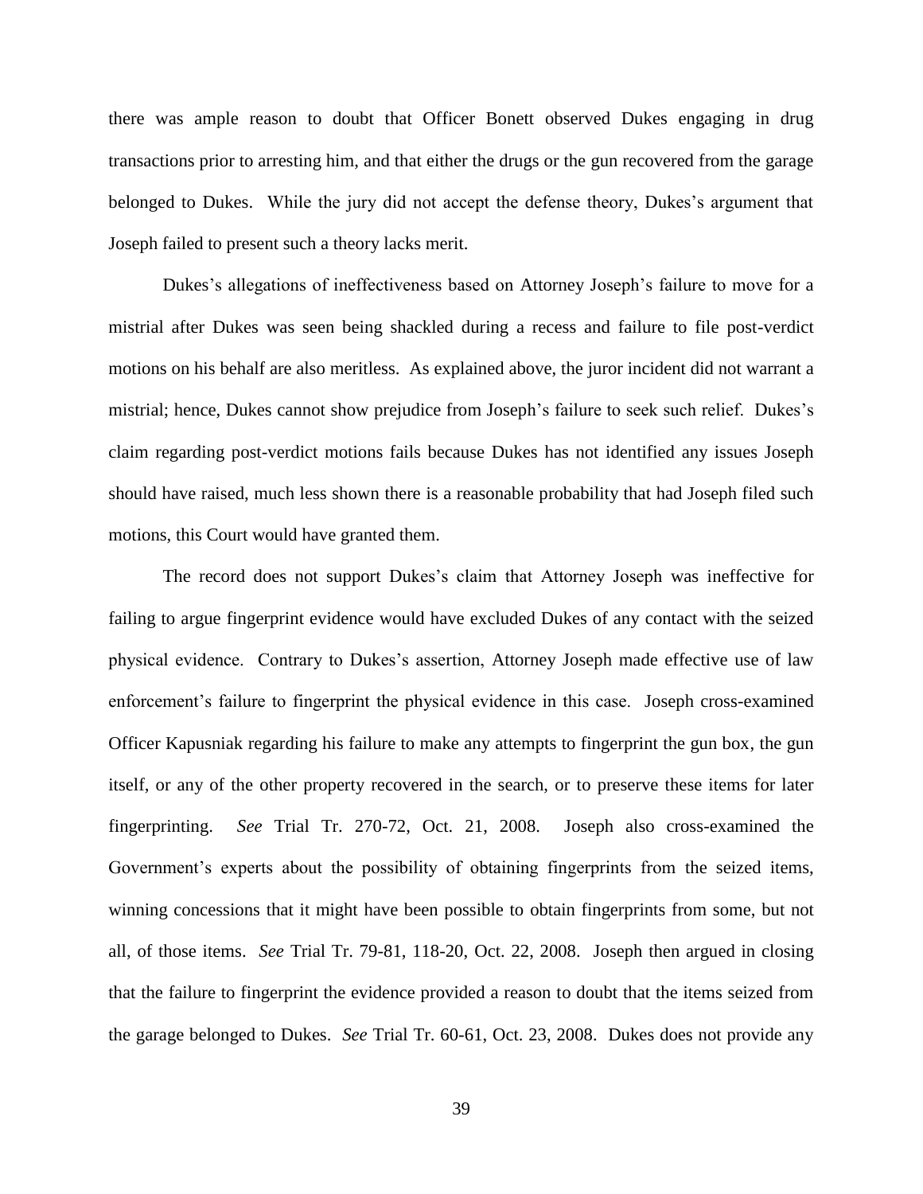there was ample reason to doubt that Officer Bonett observed Dukes engaging in drug transactions prior to arresting him, and that either the drugs or the gun recovered from the garage belonged to Dukes. While the jury did not accept the defense theory, Dukes's argument that Joseph failed to present such a theory lacks merit.

Dukes's allegations of ineffectiveness based on Attorney Joseph's failure to move for a mistrial after Dukes was seen being shackled during a recess and failure to file post-verdict motions on his behalf are also meritless. As explained above, the juror incident did not warrant a mistrial; hence, Dukes cannot show prejudice from Joseph's failure to seek such relief. Dukes's claim regarding post-verdict motions fails because Dukes has not identified any issues Joseph should have raised, much less shown there is a reasonable probability that had Joseph filed such motions, this Court would have granted them.

The record does not support Dukes's claim that Attorney Joseph was ineffective for failing to argue fingerprint evidence would have excluded Dukes of any contact with the seized physical evidence. Contrary to Dukes's assertion, Attorney Joseph made effective use of law enforcement's failure to fingerprint the physical evidence in this case. Joseph cross-examined Officer Kapusniak regarding his failure to make any attempts to fingerprint the gun box, the gun itself, or any of the other property recovered in the search, or to preserve these items for later fingerprinting. *See* Trial Tr. 270-72, Oct. 21, 2008. Joseph also cross-examined the Government's experts about the possibility of obtaining fingerprints from the seized items, winning concessions that it might have been possible to obtain fingerprints from some, but not all, of those items. *See* Trial Tr. 79-81, 118-20, Oct. 22, 2008. Joseph then argued in closing that the failure to fingerprint the evidence provided a reason to doubt that the items seized from the garage belonged to Dukes. *See* Trial Tr. 60-61, Oct. 23, 2008. Dukes does not provide any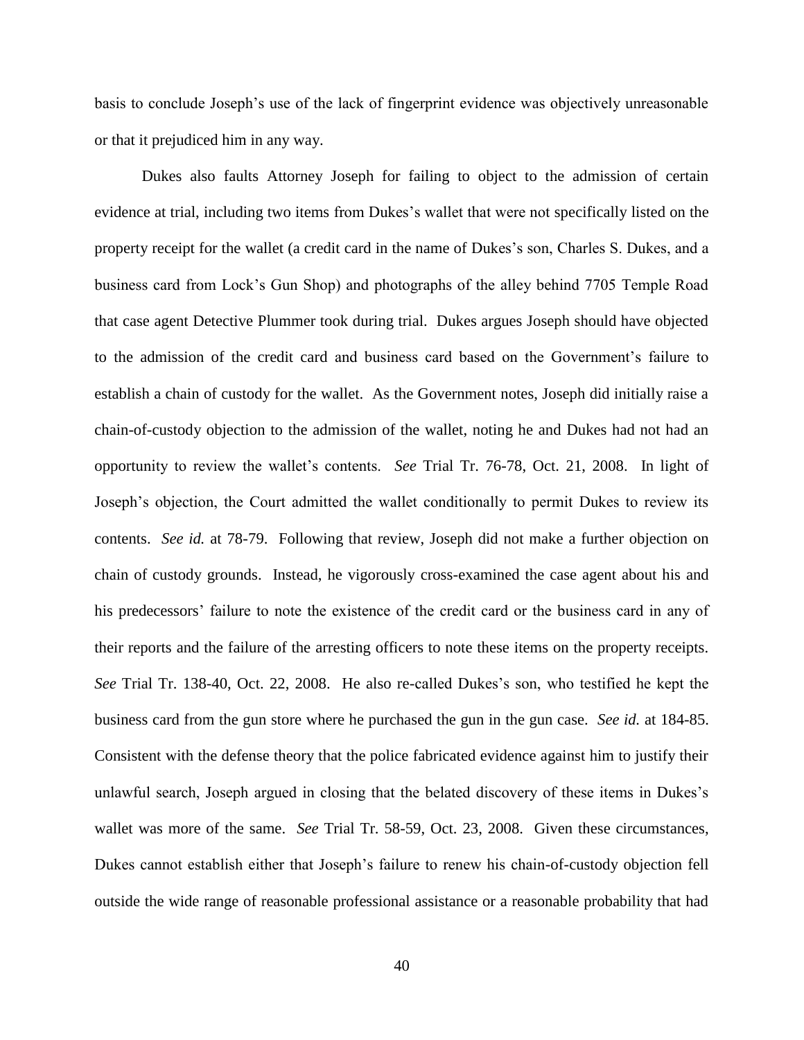basis to conclude Joseph's use of the lack of fingerprint evidence was objectively unreasonable or that it prejudiced him in any way.

Dukes also faults Attorney Joseph for failing to object to the admission of certain evidence at trial, including two items from Dukes's wallet that were not specifically listed on the property receipt for the wallet (a credit card in the name of Dukes's son, Charles S. Dukes, and a business card from Lock's Gun Shop) and photographs of the alley behind 7705 Temple Road that case agent Detective Plummer took during trial. Dukes argues Joseph should have objected to the admission of the credit card and business card based on the Government's failure to establish a chain of custody for the wallet. As the Government notes, Joseph did initially raise a chain-of-custody objection to the admission of the wallet, noting he and Dukes had not had an opportunity to review the wallet's contents. *See* Trial Tr. 76-78, Oct. 21, 2008. In light of Joseph's objection, the Court admitted the wallet conditionally to permit Dukes to review its contents. *See id.* at 78-79. Following that review, Joseph did not make a further objection on chain of custody grounds. Instead, he vigorously cross-examined the case agent about his and his predecessors' failure to note the existence of the credit card or the business card in any of their reports and the failure of the arresting officers to note these items on the property receipts. *See* Trial Tr. 138-40, Oct. 22, 2008. He also re-called Dukes's son, who testified he kept the business card from the gun store where he purchased the gun in the gun case. *See id.* at 184-85. Consistent with the defense theory that the police fabricated evidence against him to justify their unlawful search, Joseph argued in closing that the belated discovery of these items in Dukes's wallet was more of the same. *See* Trial Tr. 58-59, Oct. 23, 2008. Given these circumstances, Dukes cannot establish either that Joseph's failure to renew his chain-of-custody objection fell outside the wide range of reasonable professional assistance or a reasonable probability that had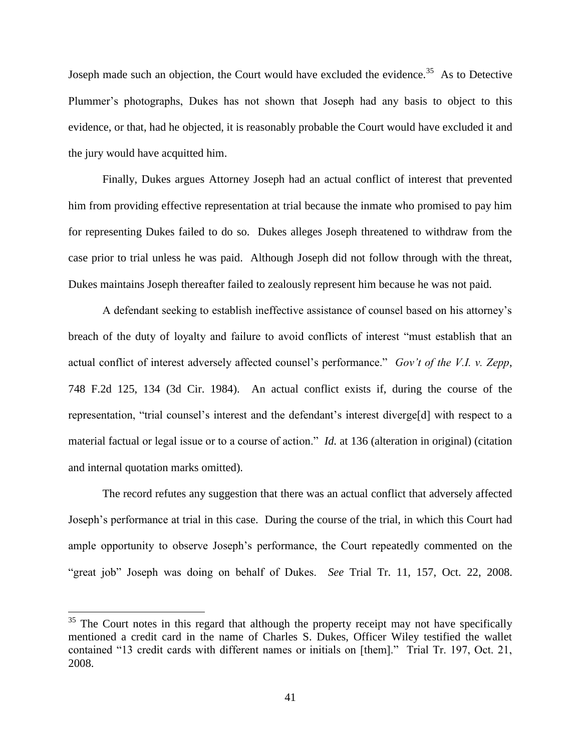Joseph made such an objection, the Court would have excluded the evidence.[35] As to Detective Plummer's photographs, Dukes has not shown that Joseph had any basis to object to this evidence, or that, had he objected, it is reasonably probable the Court would have excluded it and the jury would have acquitted him.

Finally, Dukes argues Attorney Joseph had an actual conflict of interest that prevented him from providing effective representation at trial because the inmate who promised to pay him for representing Dukes failed to do so. Dukes alleges Joseph threatened to withdraw from the case prior to trial unless he was paid. Although Joseph did not follow through with the threat, Dukes maintains Joseph thereafter failed to zealously represent him because he was not paid.

A defendant seeking to establish ineffective assistance of counsel based on his attorney's breach of the duty of loyalty and failure to avoid conflicts of interest "must establish that an actual conflict of interest adversely affected counsel's performance." *Gov't of the V.I. v. Zepp*, 748 F.2d 125, 134 (3d Cir. 1984). An actual conflict exists if, during the course of the representation, "trial counsel's interest and the defendant's interest diverge[d] with respect to a material factual or legal issue or to a course of action." *Id.* at 136 (alteration in original) (citation and internal quotation marks omitted).

The record refutes any suggestion that there was an actual conflict that adversely affected Joseph's performance at trial in this case. During the course of the trial, in which this Court had ample opportunity to observe Joseph's performance, the Court repeatedly commented on the "great job" Joseph was doing on behalf of Dukes. *See* Trial Tr. 11, 157, Oct. 22, 2008.

---

[35] The Court notes in this regard that although the property receipt may not have specifically mentioned a credit card in the name of Charles S. Dukes, Officer Wiley testified the wallet contained "13 credit cards with different names or initials on [them]." Trial Tr. 197, Oct. 21, 2008.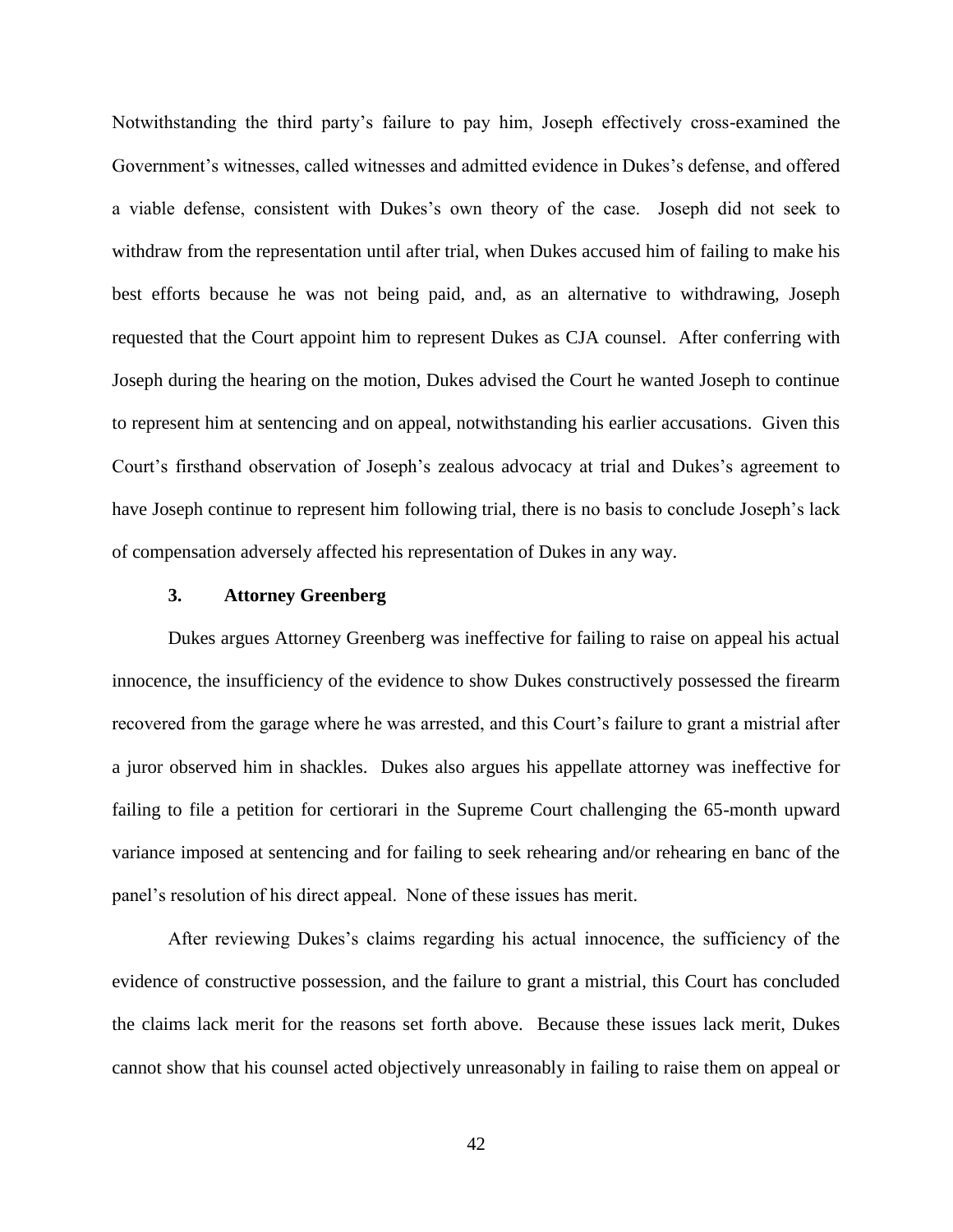Notwithstanding the third party's failure to pay him, Joseph effectively cross-examined the Government's witnesses, called witnesses and admitted evidence in Dukes's defense, and offered a viable defense, consistent with Dukes's own theory of the case. Joseph did not seek to withdraw from the representation until after trial, when Dukes accused him of failing to make his best efforts because he was not being paid, and, as an alternative to withdrawing, Joseph requested that the Court appoint him to represent Dukes as CJA counsel. After conferring with Joseph during the hearing on the motion, Dukes advised the Court he wanted Joseph to continue to represent him at sentencing and on appeal, notwithstanding his earlier accusations. Given this Court's firsthand observation of Joseph's zealous advocacy at trial and Dukes's agreement to have Joseph continue to represent him following trial, there is no basis to conclude Joseph's lack of compensation adversely affected his representation of Dukes in any way.

### 3. Attorney Greenberg

Dukes argues Attorney Greenberg was ineffective for failing to raise on appeal his actual innocence, the insufficiency of the evidence to show Dukes constructively possessed the firearm recovered from the garage where he was arrested, and this Court's failure to grant a mistrial after a juror observed him in shackles. Dukes also argues his appellate attorney was ineffective for failing to file a petition for certiorari in the Supreme Court challenging the 65-month upward variance imposed at sentencing and for failing to seek rehearing and/or rehearing en banc of the panel's resolution of his direct appeal. None of these issues has merit.

After reviewing Dukes's claims regarding his actual innocence, the sufficiency of the evidence of constructive possession, and the failure to grant a mistrial, this Court has concluded the claims lack merit for the reasons set forth above. Because these issues lack merit, Dukes cannot show that his counsel acted objectively unreasonably in failing to raise them on appeal or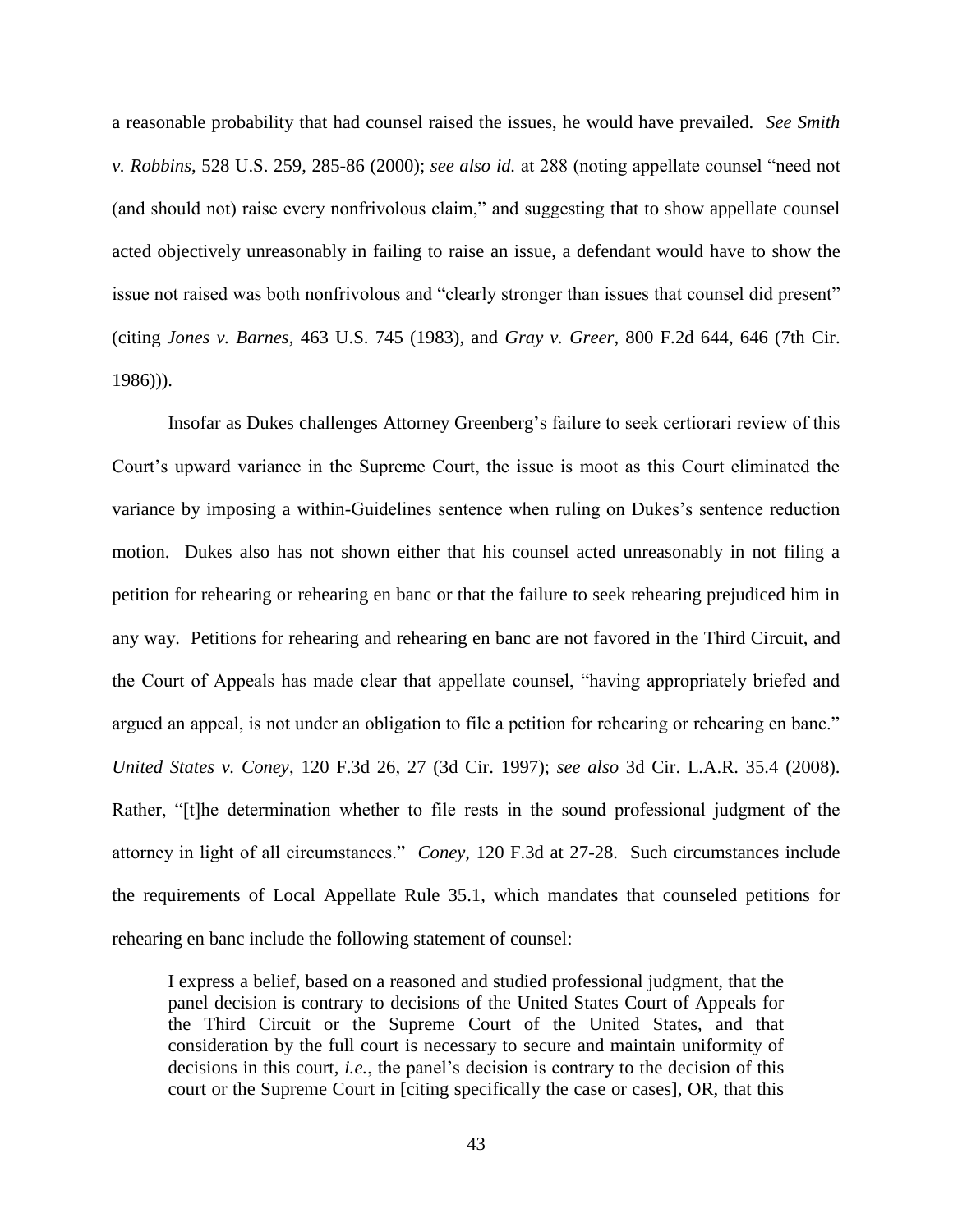a reasonable probability that had counsel raised the issues, he would have prevailed. *See Smith v. Robbins*, 528 U.S. 259, 285-86 (2000); *see also id.* at 288 (noting appellate counsel "need not (and should not) raise every nonfrivolous claim," and suggesting that to show appellate counsel acted objectively unreasonably in failing to raise an issue, a defendant would have to show the issue not raised was both nonfrivolous and "clearly stronger than issues that counsel did present" (citing *Jones v. Barnes*, 463 U.S. 745 (1983), and *Gray v. Greer*, 800 F.2d 644, 646 (7th Cir. 1986))).

Insofar as Dukes challenges Attorney Greenberg's failure to seek certiorari review of this Court's upward variance in the Supreme Court, the issue is moot as this Court eliminated the variance by imposing a within-Guidelines sentence when ruling on Dukes's sentence reduction motion. Dukes also has not shown either that his counsel acted unreasonably in not filing a petition for rehearing or rehearing en banc or that the failure to seek rehearing prejudiced him in any way. Petitions for rehearing and rehearing en banc are not favored in the Third Circuit, and the Court of Appeals has made clear that appellate counsel, "having appropriately briefed and argued an appeal, is not under an obligation to file a petition for rehearing or rehearing en banc." *United States v. Coney*, 120 F.3d 26, 27 (3d Cir. 1997); *see also* 3d Cir. L.A.R. 35.4 (2008). Rather, "[t]he determination whether to file rests in the sound professional judgment of the attorney in light of all circumstances." *Coney*, 120 F.3d at 27-28. Such circumstances include the requirements of Local Appellate Rule 35.1, which mandates that counseled petitions for rehearing en banc include the following statement of counsel:

> I express a belief, based on a reasoned and studied professional judgment, that the panel decision is contrary to decisions of the United States Court of Appeals for the Third Circuit or the Supreme Court of the United States, and that consideration by the full court is necessary to secure and maintain uniformity of decisions in this court, *i.e.*, the panel's decision is contrary to the decision of this court or the Supreme Court in [citing specifically the case or cases], OR, that this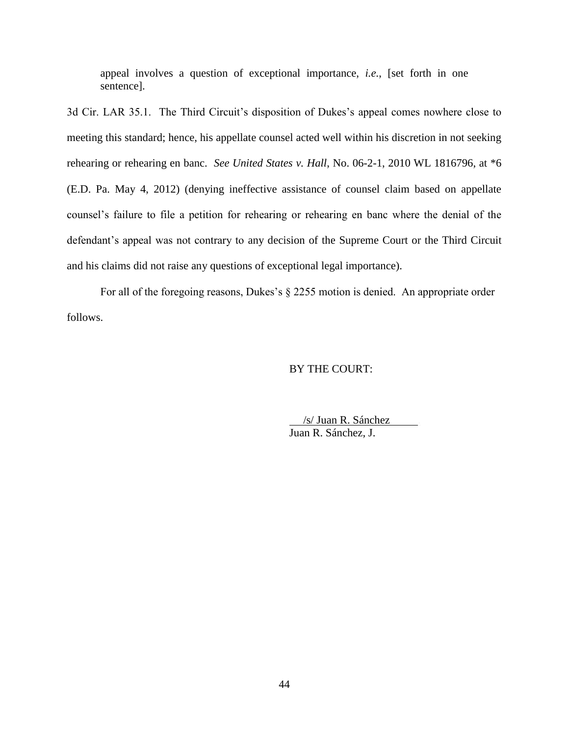> appeal involves a question of exceptional importance, *i.e.*, [set forth in one sentence].

3d Cir. LAR 35.1. The Third Circuit's disposition of Dukes's appeal comes nowhere close to meeting this standard; hence, his appellate counsel acted well within his discretion in not seeking rehearing or rehearing en banc. *See United States v. Hall*, No. 06-2-1, 2010 WL 1816796, at *6 (E.D. Pa. May 4, 2012) (denying ineffective assistance of counsel claim based on appellate counsel's failure to file a petition for rehearing or rehearing en banc where the denial of the defendant's appeal was not contrary to any decision of the Supreme Court or the Third Circuit and his claims did not raise any questions of exceptional legal importance).

For all of the foregoing reasons, Dukes's § 2255 motion is denied. An appropriate order follows.

BY THE COURT:

/s/ Juan R. Sánchez
Juan R. Sánchez, J.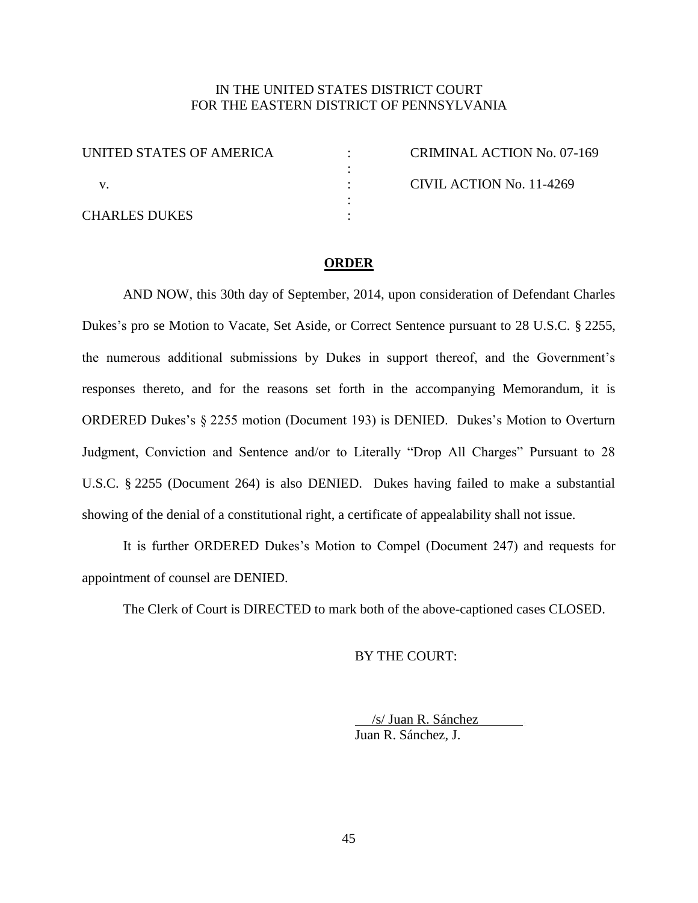IN THE UNITED STATES DISTRICT COURT
FOR THE EASTERN DISTRICT OF PENNSYLVANIA

| | | |
|---|---|---|
| UNITED STATES OF AMERICA | : | CRIMINAL ACTION No. 07-169 |
| | : | |
| v. | : | CIVIL ACTION No. 11-4269 |
| | : | |
| CHARLES DUKES | : | |

**ORDER**

AND NOW, this 30th day of September, 2014, upon consideration of Defendant Charles Dukes's pro se Motion to Vacate, Set Aside, or Correct Sentence pursuant to 28 U.S.C. § 2255, the numerous additional submissions by Dukes in support thereof, and the Government's responses thereto, and for the reasons set forth in the accompanying Memorandum, it is ORDERED Dukes's § 2255 motion (Document 193) is DENIED. Dukes's Motion to Overturn Judgment, Conviction and Sentence and/or to Literally "Drop All Charges" Pursuant to 28 U.S.C. § 2255 (Document 264) is also DENIED. Dukes having failed to make a substantial showing of the denial of a constitutional right, a certificate of appealability shall not issue.

It is further ORDERED Dukes's Motion to Compel (Document 247) and requests for appointment of counsel are DENIED.

The Clerk of Court is DIRECTED to mark both of the above-captioned cases CLOSED.

BY THE COURT:

/s/ Juan R. Sánchez
Juan R. Sánchez, J.